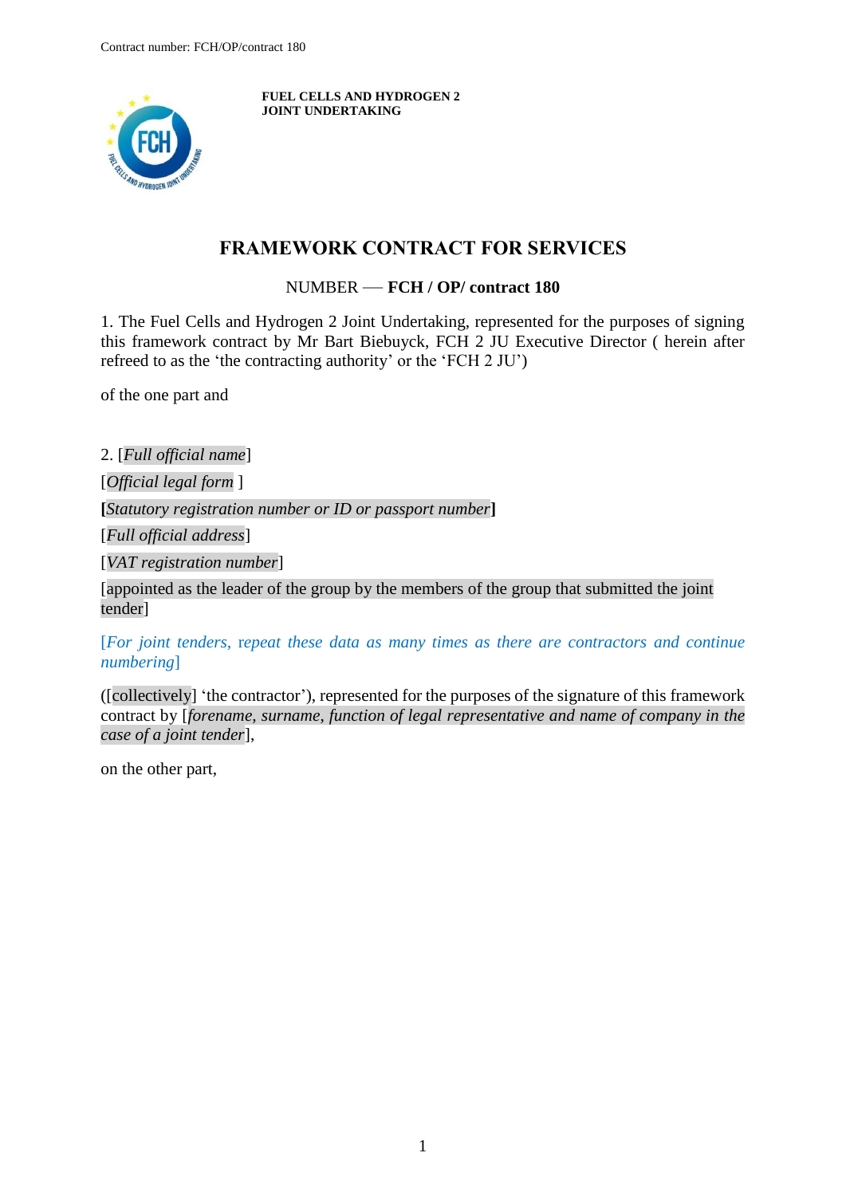**FUEL CELLS AND HYDROGEN 2**
**JOINT UNDERTAKING**

# FRAMEWORK CONTRACT FOR SERVICES

NUMBER — **FCH / OP/ contract 180**

1. The Fuel Cells and Hydrogen 2 Joint Undertaking, represented for the purposes of signing this framework contract by Mr Bart Biebuyck, FCH 2 JU Executive Director ( herein after refreed to as the 'the contracting authority' or the 'FCH 2 JU')

of the one part and

2. [*Full official name*]

[*Official legal form* ]

**[***Statutory registration number or ID or passport number***]**

[*Full official address*]

[*VAT registration number*]

[appointed as the leader of the group by the members of the group that submitted the joint tender]

[*For joint tenders, repeat these data as many times as there are contractors and continue numbering*]

([collectively] 'the contractor'), represented for the purposes of the signature of this framework contract by [*forename, surname, function of legal representative and name of company in the case of a joint tender*],

on the other part,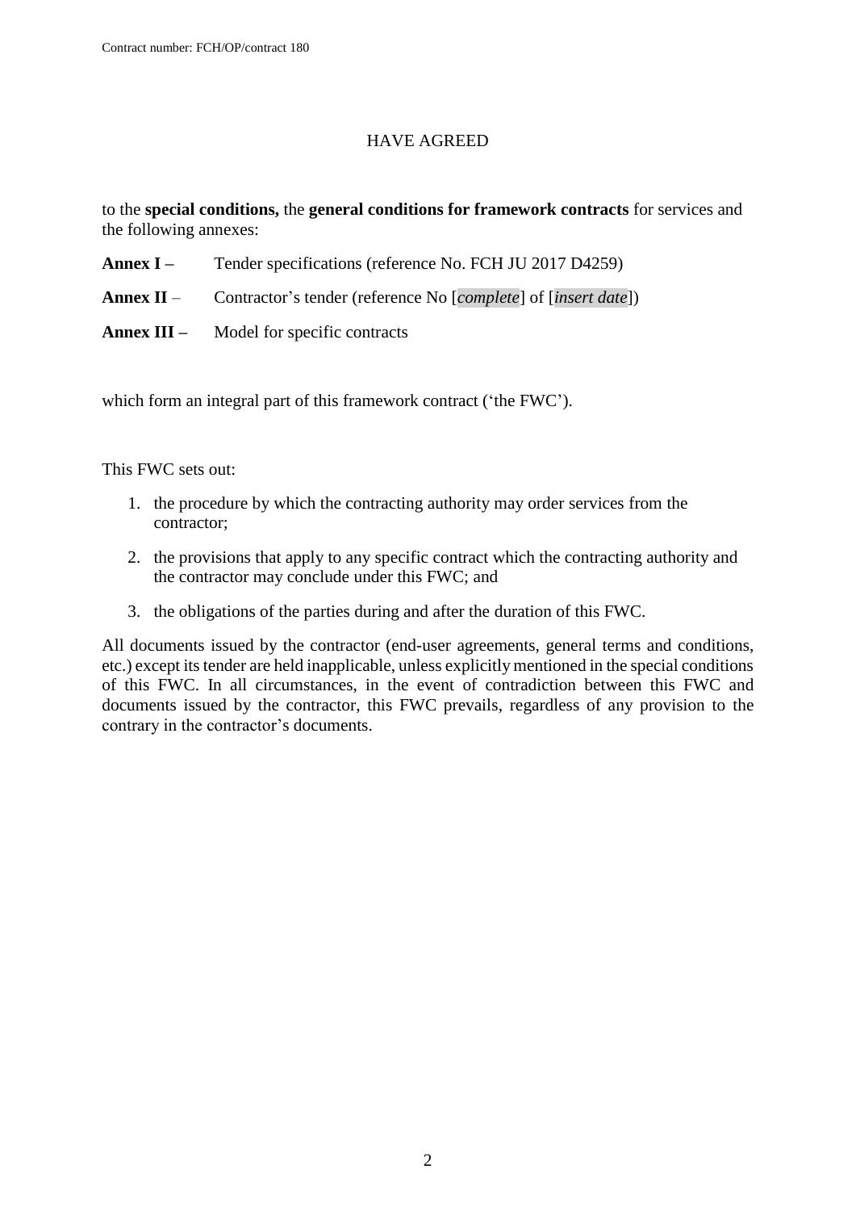HAVE AGREED

to the **special conditions,** the **general conditions for framework contracts** for services and the following annexes:

**Annex I –** Tender specifications (reference No. FCH JU 2017 D4259)

**Annex II** – Contractor's tender (reference No [*complete*] of [*insert date*])

**Annex III –** Model for specific contracts

which form an integral part of this framework contract ('the FWC').

This FWC sets out:

1. the procedure by which the contracting authority may order services from the contractor;
2. the provisions that apply to any specific contract which the contracting authority and the contractor may conclude under this FWC; and
3. the obligations of the parties during and after the duration of this FWC.

All documents issued by the contractor (end-user agreements, general terms and conditions, etc.) except its tender are held inapplicable, unless explicitly mentioned in the special conditions of this FWC. In all circumstances, in the event of contradiction between this FWC and documents issued by the contractor, this FWC prevails, regardless of any provision to the contrary in the contractor's documents.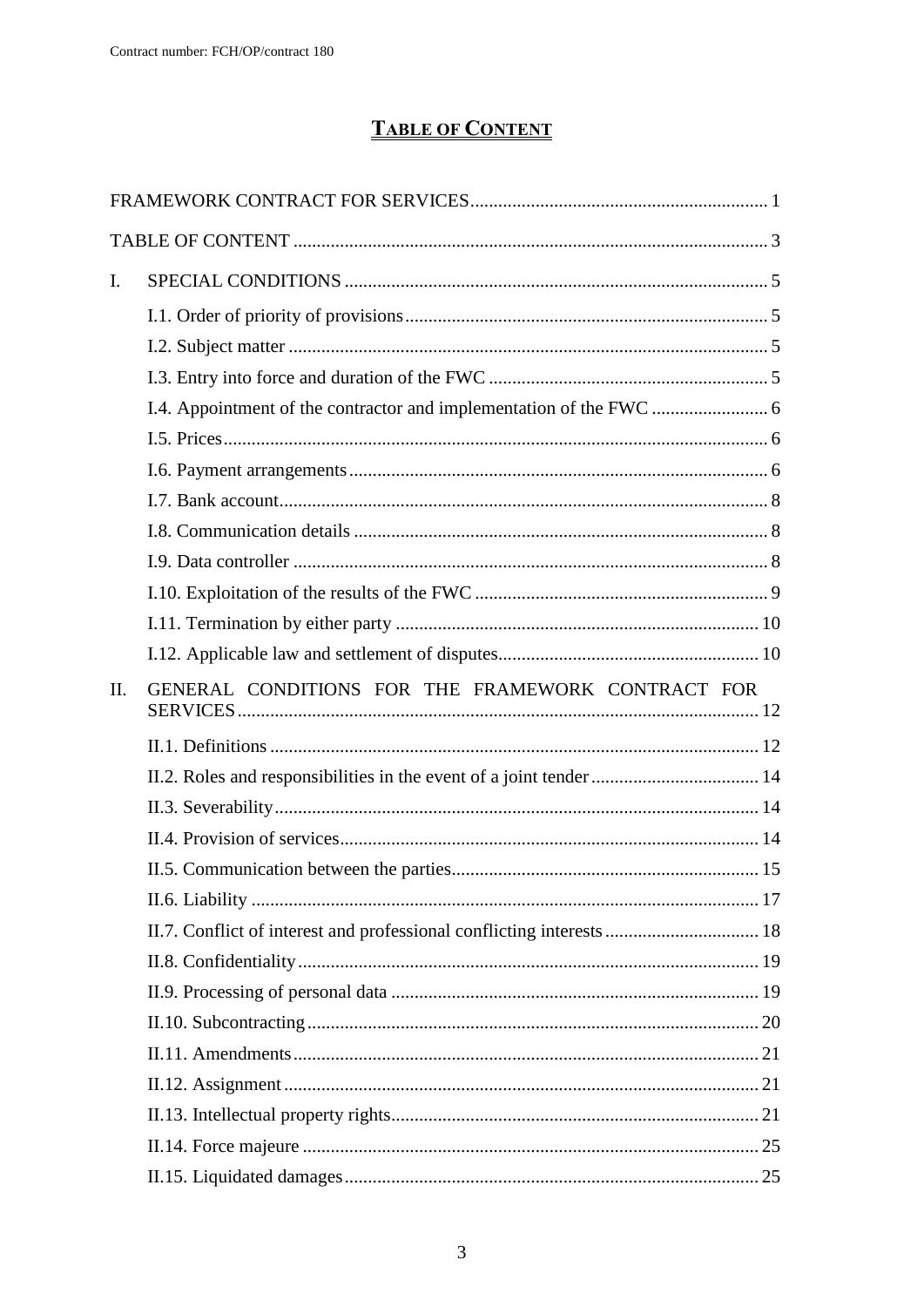# TABLE OF CONTENT

FRAMEWORK CONTRACT FOR SERVICES ... 1

TABLE OF CONTENT ... 3

I. SPECIAL CONDITIONS ... 5

- I.1. Order of priority of provisions ... 5
- I.2. Subject matter ... 5
- I.3. Entry into force and duration of the FWC ... 5
- I.4. Appointment of the contractor and implementation of the FWC ... 6
- I.5. Prices ... 6
- I.6. Payment arrangements ... 6
- I.7. Bank account ... 8
- I.8. Communication details ... 8
- I.9. Data controller ... 8
- I.10. Exploitation of the results of the FWC ... 9
- I.11. Termination by either party ... 10
- I.12. Applicable law and settlement of disputes ... 10

II. GENERAL CONDITIONS FOR THE FRAMEWORK CONTRACT FOR SERVICES ... 12

- II.1. Definitions ... 12
- II.2. Roles and responsibilities in the event of a joint tender ... 14
- II.3. Severability ... 14
- II.4. Provision of services ... 14
- II.5. Communication between the parties ... 15
- II.6. Liability ... 17
- II.7. Conflict of interest and professional conflicting interests ... 18
- II.8. Confidentiality ... 19
- II.9. Processing of personal data ... 19
- II.10. Subcontracting ... 20
- II.11. Amendments ... 21
- II.12. Assignment ... 21
- II.13. Intellectual property rights ... 21
- II.14. Force majeure ... 25
- II.15. Liquidated damages ... 25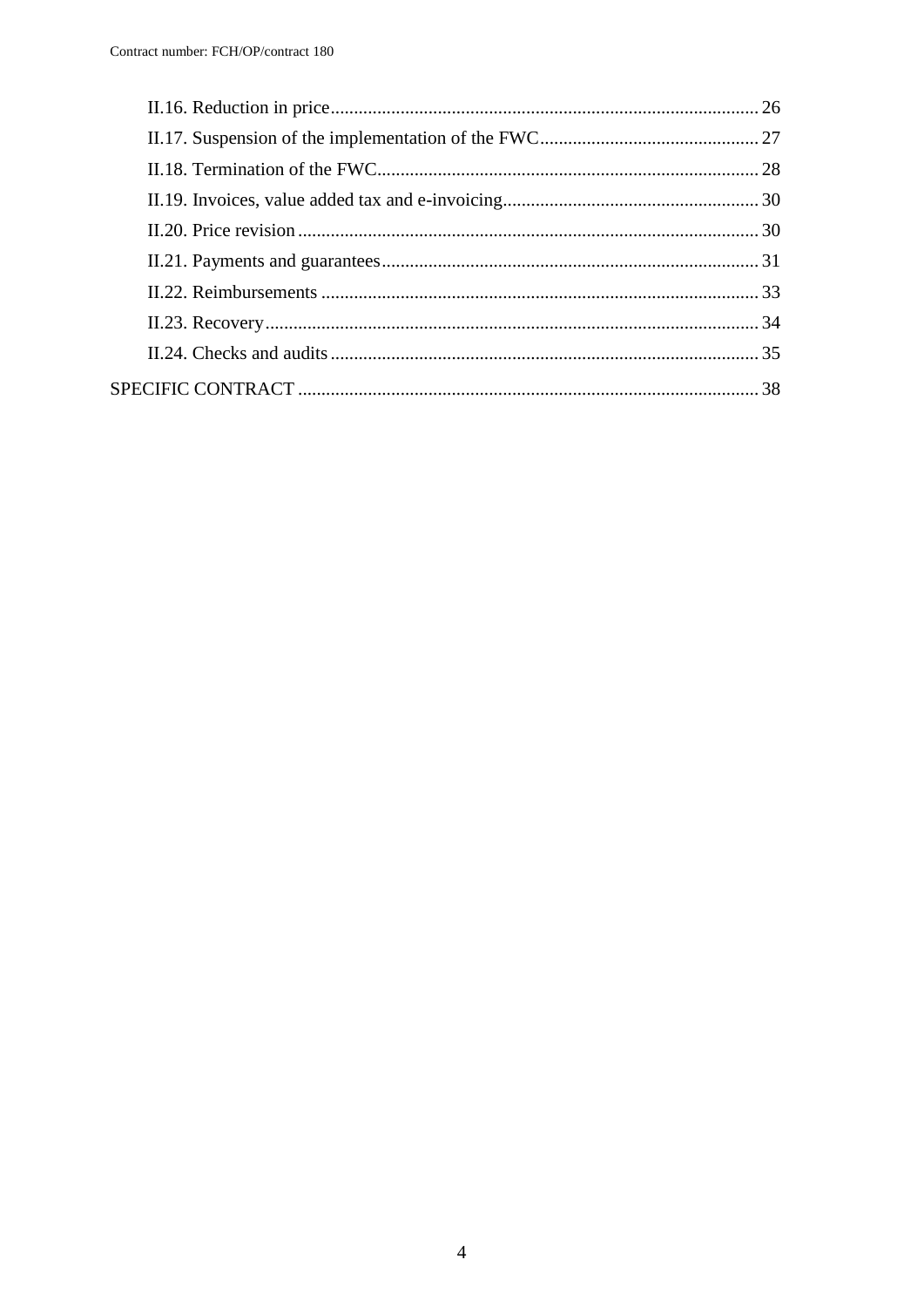II.16. Reduction in price ... 26

II.17. Suspension of the implementation of the FWC ... 27

II.18. Termination of the FWC ... 28

II.19. Invoices, value added tax and e-invoicing ... 30

II.20. Price revision ... 30

II.21. Payments and guarantees ... 31

II.22. Reimbursements ... 33

II.23. Recovery ... 34

II.24. Checks and audits ... 35

SPECIFIC CONTRACT ... 38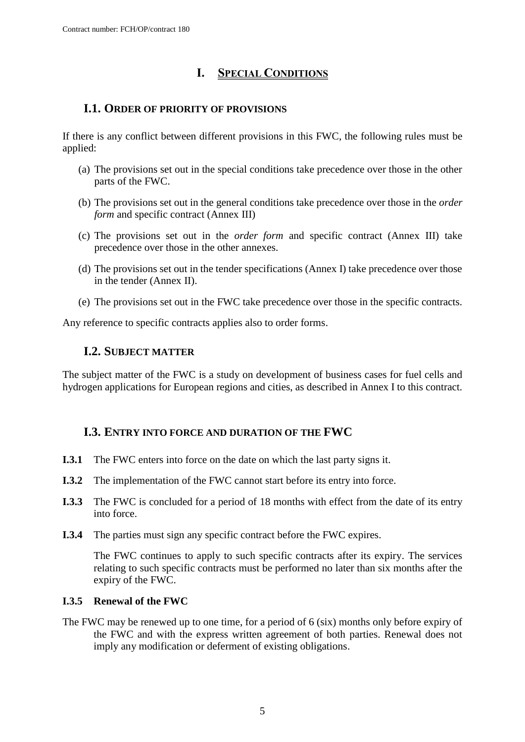# I. SPECIAL CONDITIONS

## I.1. ORDER OF PRIORITY OF PROVISIONS

If there is any conflict between different provisions in this FWC, the following rules must be applied:

(a) The provisions set out in the special conditions take precedence over those in the other parts of the FWC.

(b) The provisions set out in the general conditions take precedence over those in the *order form* and specific contract (Annex III)

(c) The provisions set out in the *order form* and specific contract (Annex III) take precedence over those in the other annexes.

(d) The provisions set out in the tender specifications (Annex I) take precedence over those in the tender (Annex II).

(e) The provisions set out in the FWC take precedence over those in the specific contracts.

Any reference to specific contracts applies also to order forms.

## I.2. SUBJECT MATTER

The subject matter of the FWC is a study on development of business cases for fuel cells and hydrogen applications for European regions and cities, as described in Annex I to this contract.

## I.3. ENTRY INTO FORCE AND DURATION OF THE FWC

**I.3.1** The FWC enters into force on the date on which the last party signs it.

**I.3.2** The implementation of the FWC cannot start before its entry into force.

**I.3.3** The FWC is concluded for a period of 18 months with effect from the date of its entry into force.

**I.3.4** The parties must sign any specific contract before the FWC expires.

The FWC continues to apply to such specific contracts after its expiry. The services relating to such specific contracts must be performed no later than six months after the expiry of the FWC.

**I.3.5 Renewal of the FWC**

The FWC may be renewed up to one time, for a period of 6 (six) months only before expiry of the FWC and with the express written agreement of both parties. Renewal does not imply any modification or deferment of existing obligations.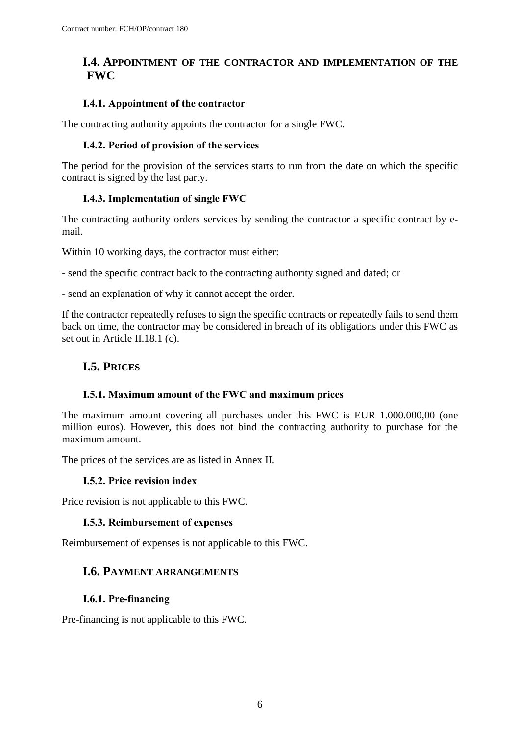## I.4. Appointment of the contractor and implementation of the FWC

### I.4.1. Appointment of the contractor

The contracting authority appoints the contractor for a single FWC.

### I.4.2. Period of provision of the services

The period for the provision of the services starts to run from the date on which the specific contract is signed by the last party.

### I.4.3. Implementation of single FWC

The contracting authority orders services by sending the contractor a specific contract by e-mail.

Within 10 working days, the contractor must either:

- send the specific contract back to the contracting authority signed and dated; or

- send an explanation of why it cannot accept the order.

If the contractor repeatedly refuses to sign the specific contracts or repeatedly fails to send them back on time, the contractor may be considered in breach of its obligations under this FWC as set out in Article II.18.1 (c).

## I.5. Prices

### I.5.1. Maximum amount of the FWC and maximum prices

The maximum amount covering all purchases under this FWC is EUR 1.000.000,00 (one million euros). However, this does not bind the contracting authority to purchase for the maximum amount.

The prices of the services are as listed in Annex II.

### I.5.2. Price revision index

Price revision is not applicable to this FWC.

### I.5.3. Reimbursement of expenses

Reimbursement of expenses is not applicable to this FWC.

## I.6. Payment arrangements

### I.6.1. Pre-financing

Pre-financing is not applicable to this FWC.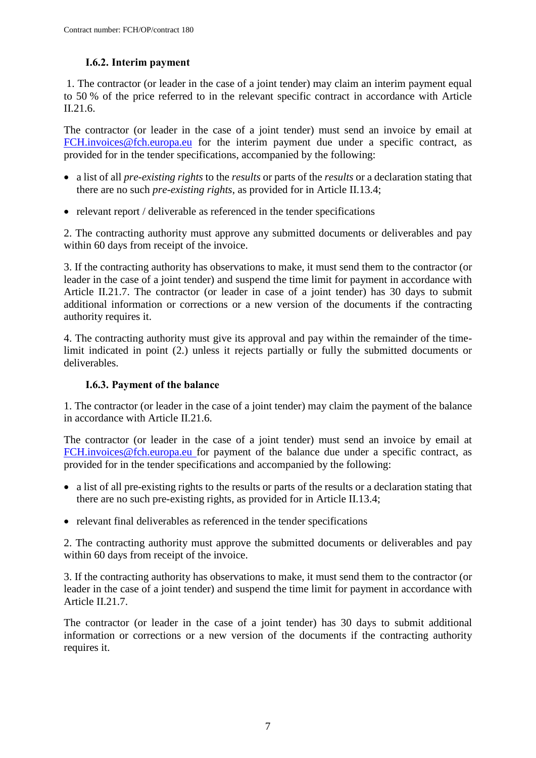### I.6.2. Interim payment

1. The contractor (or leader in the case of a joint tender) may claim an interim payment equal to 50 % of the price referred to in the relevant specific contract in accordance with Article II.21.6.

The contractor (or leader in the case of a joint tender) must send an invoice by email at FCH.invoices@fch.europa.eu for the interim payment due under a specific contract, as provided for in the tender specifications, accompanied by the following:

- a list of all *pre-existing rights* to the *results* or parts of the *results* or a declaration stating that there are no such *pre-existing rights*, as provided for in Article II.13.4;
- relevant report / deliverable as referenced in the tender specifications

2. The contracting authority must approve any submitted documents or deliverables and pay within 60 days from receipt of the invoice.

3. If the contracting authority has observations to make, it must send them to the contractor (or leader in the case of a joint tender) and suspend the time limit for payment in accordance with Article II.21.7. The contractor (or leader in case of a joint tender) has 30 days to submit additional information or corrections or a new version of the documents if the contracting authority requires it.

4. The contracting authority must give its approval and pay within the remainder of the time-limit indicated in point (2.) unless it rejects partially or fully the submitted documents or deliverables.

### I.6.3. Payment of the balance

1. The contractor (or leader in the case of a joint tender) may claim the payment of the balance in accordance with Article II.21.6.

The contractor (or leader in the case of a joint tender) must send an invoice by email at FCH.invoices@fch.europa.eu for payment of the balance due under a specific contract, as provided for in the tender specifications and accompanied by the following:

- a list of all pre-existing rights to the results or parts of the results or a declaration stating that there are no such pre-existing rights, as provided for in Article II.13.4;
- relevant final deliverables as referenced in the tender specifications

2. The contracting authority must approve the submitted documents or deliverables and pay within 60 days from receipt of the invoice.

3. If the contracting authority has observations to make, it must send them to the contractor (or leader in the case of a joint tender) and suspend the time limit for payment in accordance with Article II.21.7.

The contractor (or leader in the case of a joint tender) has 30 days to submit additional information or corrections or a new version of the documents if the contracting authority requires it.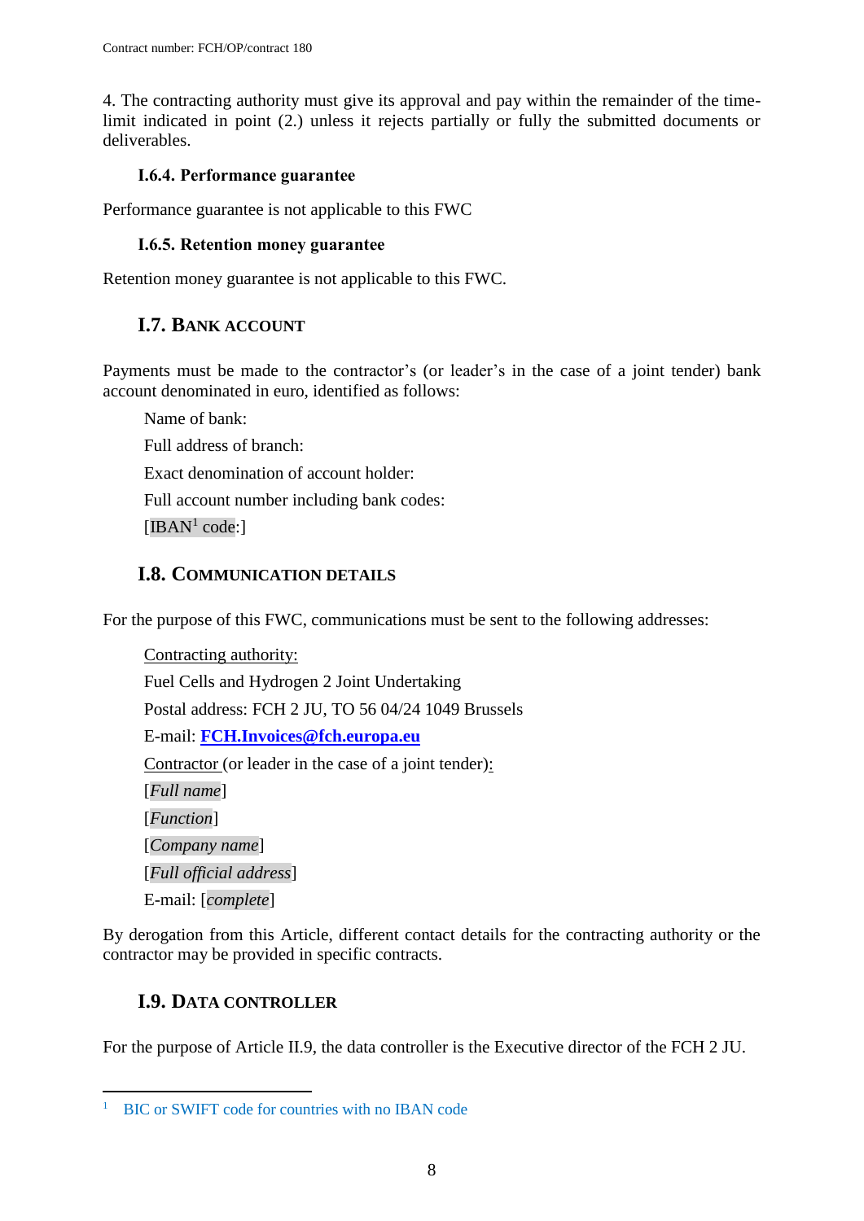4. The contracting authority must give its approval and pay within the remainder of the time-limit indicated in point (2.) unless it rejects partially or fully the submitted documents or deliverables.

#### I.6.4. Performance guarantee

Performance guarantee is not applicable to this FWC

#### I.6.5. Retention money guarantee

Retention money guarantee is not applicable to this FWC.

### I.7. BANK ACCOUNT

Payments must be made to the contractor's (or leader's in the case of a joint tender) bank account denominated in euro, identified as follows:

Name of bank:

Full address of branch:

Exact denomination of account holder:

Full account number including bank codes:

[IBAN[1] code:]

### I.8. COMMUNICATION DETAILS

For the purpose of this FWC, communications must be sent to the following addresses:

Contracting authority:

Fuel Cells and Hydrogen 2 Joint Undertaking

Postal address: FCH 2 JU, TO 56 04/24 1049 Brussels

E-mail: **FCH.Invoices@fch.europa.eu**

Contractor (or leader in the case of a joint tender):

[*Full name*]

[*Function*]

[*Company name*]

[*Full official address*]

E-mail: [*complete*]

By derogation from this Article, different contact details for the contracting authority or the contractor may be provided in specific contracts.

### I.9. DATA CONTROLLER

For the purpose of Article II.9, the data controller is the Executive director of the FCH 2 JU.

---

[1] BIC or SWIFT code for countries with no IBAN code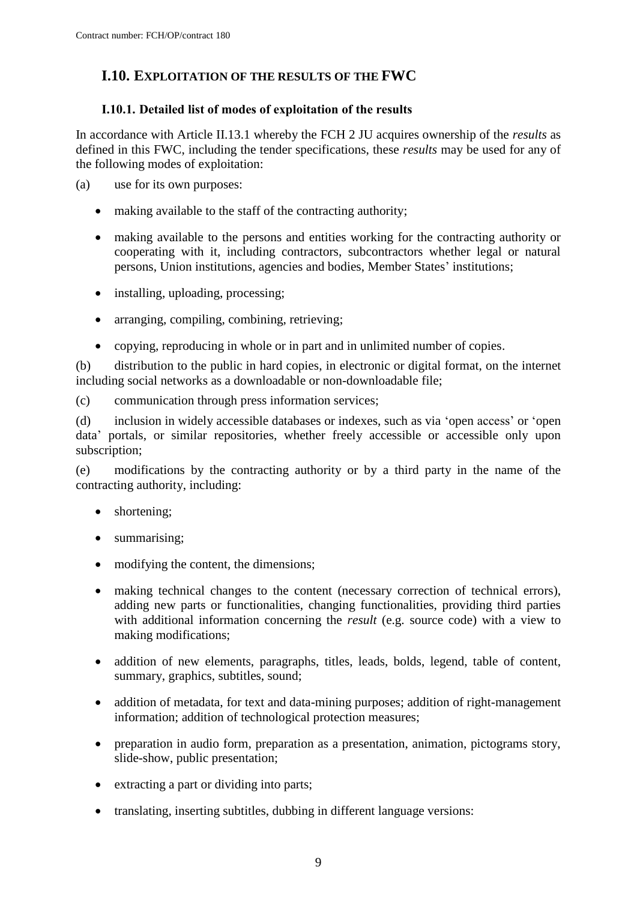## I.10. EXPLOITATION OF THE RESULTS OF THE FWC

### I.10.1. Detailed list of modes of exploitation of the results

In accordance with Article II.13.1 whereby the FCH 2 JU acquires ownership of the *results* as defined in this FWC, including the tender specifications, these *results* may be used for any of the following modes of exploitation:

(a) use for its own purposes:

- making available to the staff of the contracting authority;
- making available to the persons and entities working for the contracting authority or cooperating with it, including contractors, subcontractors whether legal or natural persons, Union institutions, agencies and bodies, Member States' institutions;
- installing, uploading, processing;
- arranging, compiling, combining, retrieving;
- copying, reproducing in whole or in part and in unlimited number of copies.

(b) distribution to the public in hard copies, in electronic or digital format, on the internet including social networks as a downloadable or non-downloadable file;

(c) communication through press information services;

(d) inclusion in widely accessible databases or indexes, such as via 'open access' or 'open data' portals, or similar repositories, whether freely accessible or accessible only upon subscription;

(e) modifications by the contracting authority or by a third party in the name of the contracting authority, including:

- shortening;
- summarising;
- modifying the content, the dimensions;
- making technical changes to the content (necessary correction of technical errors), adding new parts or functionalities, changing functionalities, providing third parties with additional information concerning the *result* (e.g. source code) with a view to making modifications;
- addition of new elements, paragraphs, titles, leads, bolds, legend, table of content, summary, graphics, subtitles, sound;
- addition of metadata, for text and data-mining purposes; addition of right-management information; addition of technological protection measures;
- preparation in audio form, preparation as a presentation, animation, pictograms story, slide-show, public presentation;
- extracting a part or dividing into parts;
- translating, inserting subtitles, dubbing in different language versions: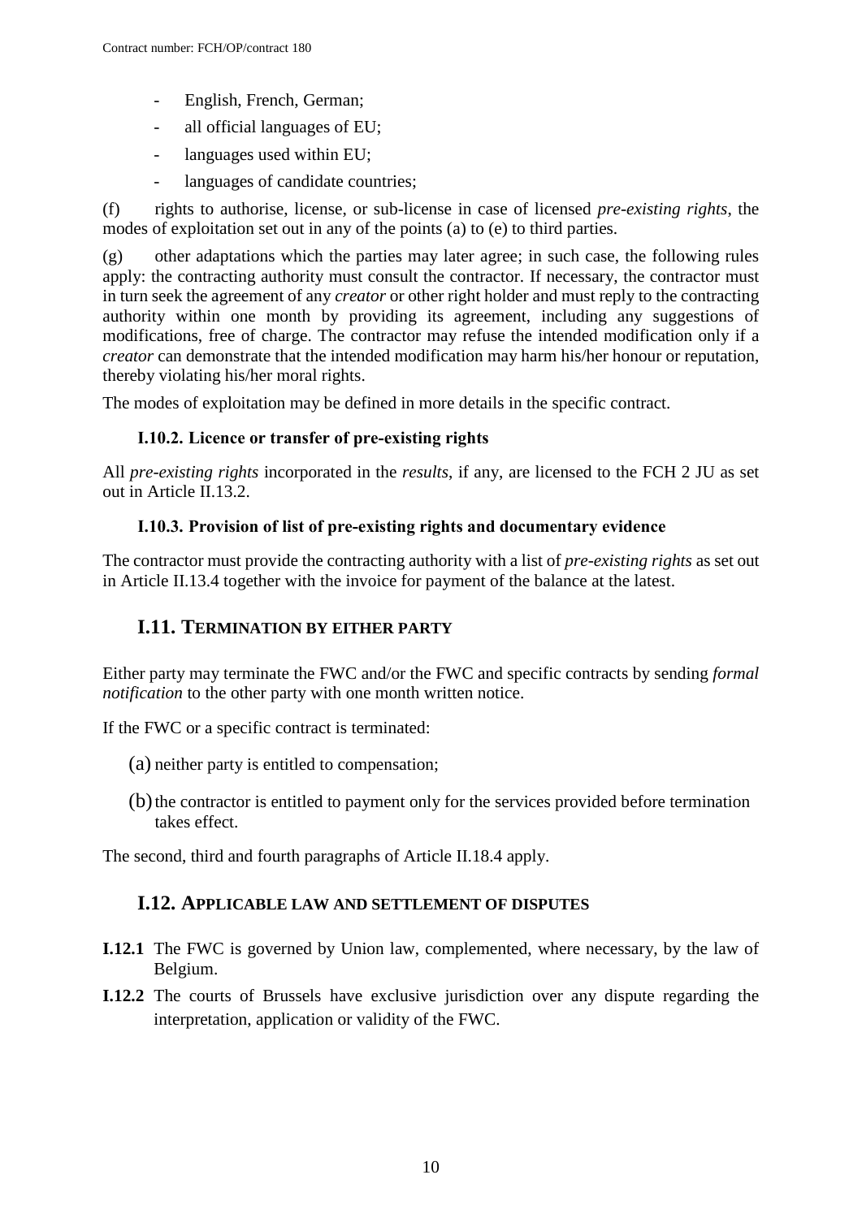- English, French, German;
- all official languages of EU;
- languages used within EU;
- languages of candidate countries;

(f) rights to authorise, license, or sub-license in case of licensed *pre-existing rights*, the modes of exploitation set out in any of the points (a) to (e) to third parties.

(g) other adaptations which the parties may later agree; in such case, the following rules apply: the contracting authority must consult the contractor. If necessary, the contractor must in turn seek the agreement of any *creator* or other right holder and must reply to the contracting authority within one month by providing its agreement, including any suggestions of modifications, free of charge. The contractor may refuse the intended modification only if a *creator* can demonstrate that the intended modification may harm his/her honour or reputation, thereby violating his/her moral rights.

The modes of exploitation may be defined in more details in the specific contract.

### I.10.2. Licence or transfer of pre-existing rights

All *pre-existing rights* incorporated in the *results*, if any, are licensed to the FCH 2 JU as set out in Article II.13.2.

### I.10.3. Provision of list of pre-existing rights and documentary evidence

The contractor must provide the contracting authority with a list of *pre-existing rights* as set out in Article II.13.4 together with the invoice for payment of the balance at the latest.

## I.11. Termination by either party

Either party may terminate the FWC and/or the FWC and specific contracts by sending *formal notification* to the other party with one month written notice.

If the FWC or a specific contract is terminated:

(a) neither party is entitled to compensation;

(b) the contractor is entitled to payment only for the services provided before termination takes effect.

The second, third and fourth paragraphs of Article II.18.4 apply.

## I.12. Applicable law and settlement of disputes

**I.12.1** The FWC is governed by Union law, complemented, where necessary, by the law of Belgium.

**I.12.2** The courts of Brussels have exclusive jurisdiction over any dispute regarding the interpretation, application or validity of the FWC.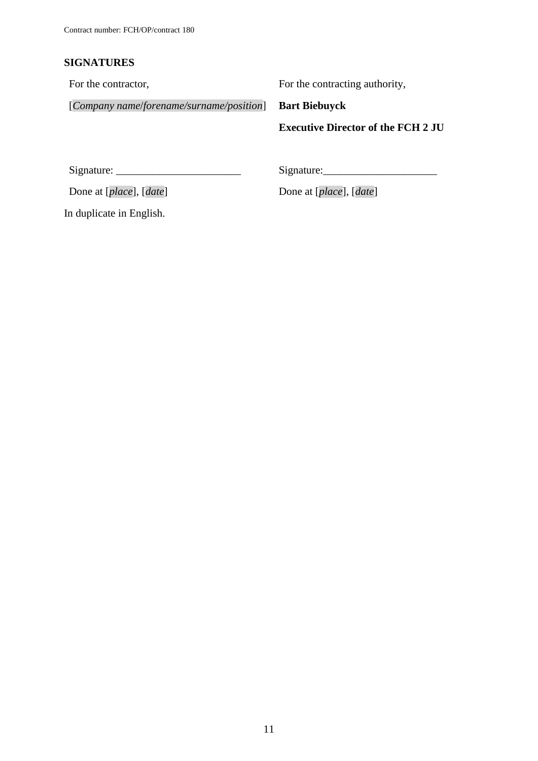**SIGNATURES**

| For the contractor, | For the contracting authority, |
|---|---|
| [*Company name*/*forename/surname/position*] | **Bart Biebuyck** |
| | **Executive Director of the FCH 2 JU** |
| | |
| Signature: _______________________ | Signature:____________________ |
| Done at [*place*], [*date*] | Done at [*place*], [*date*] |

In duplicate in English.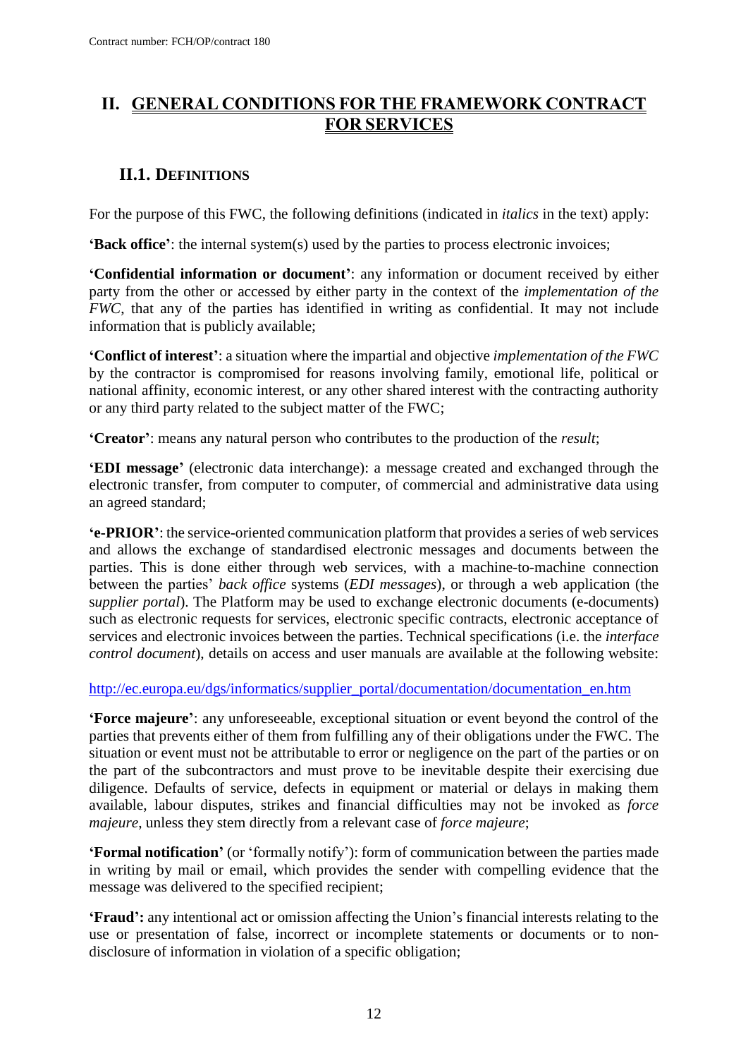# II. GENERAL CONDITIONS FOR THE FRAMEWORK CONTRACT FOR SERVICES

## II.1. DEFINITIONS

For the purpose of this FWC, the following definitions (indicated in *italics* in the text) apply:

**'Back office'**: the internal system(s) used by the parties to process electronic invoices;

**'Confidential information or document'**: any information or document received by either party from the other or accessed by either party in the context of the *implementation of the FWC*, that any of the parties has identified in writing as confidential. It may not include information that is publicly available;

**'Conflict of interest'**: a situation where the impartial and objective *implementation of the FWC* by the contractor is compromised for reasons involving family, emotional life, political or national affinity, economic interest, or any other shared interest with the contracting authority or any third party related to the subject matter of the FWC;

**'Creator'**: means any natural person who contributes to the production of the *result*;

**'EDI message'** (electronic data interchange): a message created and exchanged through the electronic transfer, from computer to computer, of commercial and administrative data using an agreed standard;

**'e-PRIOR'**: the service-oriented communication platform that provides a series of web services and allows the exchange of standardised electronic messages and documents between the parties. This is done either through web services, with a machine-to-machine connection between the parties' *back office* systems (*EDI messages*), or through a web application (the s*upplier portal*). The Platform may be used to exchange electronic documents (e-documents) such as electronic requests for services, electronic specific contracts, electronic acceptance of services and electronic invoices between the parties. Technical specifications (i.e. the *interface control document*), details on access and user manuals are available at the following website:

http://ec.europa.eu/dgs/informatics/supplier_portal/documentation/documentation_en.htm

**'Force majeure'**: any unforeseeable, exceptional situation or event beyond the control of the parties that prevents either of them from fulfilling any of their obligations under the FWC. The situation or event must not be attributable to error or negligence on the part of the parties or on the part of the subcontractors and must prove to be inevitable despite their exercising due diligence. Defaults of service, defects in equipment or material or delays in making them available, labour disputes, strikes and financial difficulties may not be invoked as *force majeure*, unless they stem directly from a relevant case of *force majeure*;

**'Formal notification'** (or 'formally notify'): form of communication between the parties made in writing by mail or email, which provides the sender with compelling evidence that the message was delivered to the specified recipient;

**'Fraud':** any intentional act or omission affecting the Union's financial interests relating to the use or presentation of false, incorrect or incomplete statements or documents or to non-disclosure of information in violation of a specific obligation;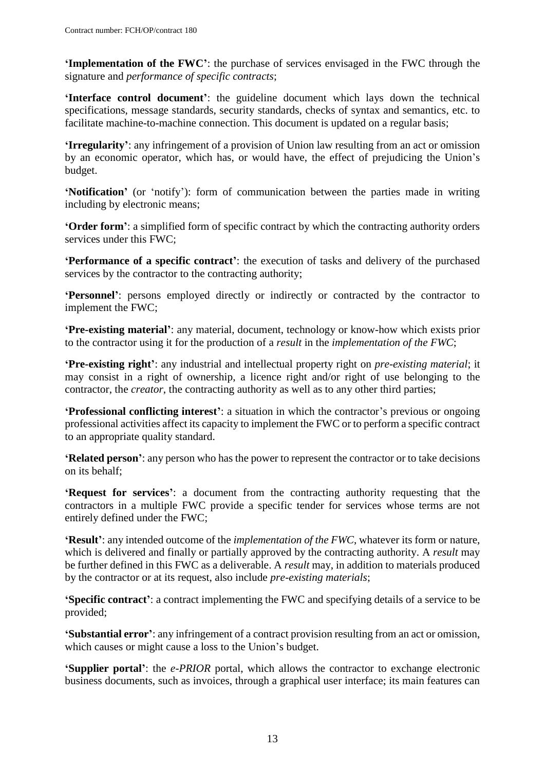**'Implementation of the FWC'**: the purchase of services envisaged in the FWC through the signature and *performance of specific contracts*;

**'Interface control document'**: the guideline document which lays down the technical specifications, message standards, security standards, checks of syntax and semantics, etc. to facilitate machine-to-machine connection. This document is updated on a regular basis;

**'Irregularity'**: any infringement of a provision of Union law resulting from an act or omission by an economic operator, which has, or would have, the effect of prejudicing the Union's budget.

**'Notification'** (or 'notify'): form of communication between the parties made in writing including by electronic means;

**'Order form'**: a simplified form of specific contract by which the contracting authority orders services under this FWC;

**'Performance of a specific contract'**: the execution of tasks and delivery of the purchased services by the contractor to the contracting authority;

**'Personnel'**: persons employed directly or indirectly or contracted by the contractor to implement the FWC;

**'Pre-existing material'**: any material, document, technology or know-how which exists prior to the contractor using it for the production of a *result* in the *implementation of the FWC*;

**'Pre-existing right'**: any industrial and intellectual property right on *pre-existing material*; it may consist in a right of ownership, a licence right and/or right of use belonging to the contractor, the *creator*, the contracting authority as well as to any other third parties;

**'Professional conflicting interest'**: a situation in which the contractor's previous or ongoing professional activities affect its capacity to implement the FWC or to perform a specific contract to an appropriate quality standard.

**'Related person'**: any person who has the power to represent the contractor or to take decisions on its behalf;

**'Request for services'**: a document from the contracting authority requesting that the contractors in a multiple FWC provide a specific tender for services whose terms are not entirely defined under the FWC;

**'Result'**: any intended outcome of the *implementation of the FWC*, whatever its form or nature, which is delivered and finally or partially approved by the contracting authority. A *result* may be further defined in this FWC as a deliverable. A *result* may, in addition to materials produced by the contractor or at its request, also include *pre-existing materials*;

**'Specific contract'**: a contract implementing the FWC and specifying details of a service to be provided;

**'Substantial error'**: any infringement of a contract provision resulting from an act or omission, which causes or might cause a loss to the Union's budget.

**'Supplier portal'**: the *e-PRIOR* portal, which allows the contractor to exchange electronic business documents, such as invoices, through a graphical user interface; its main features can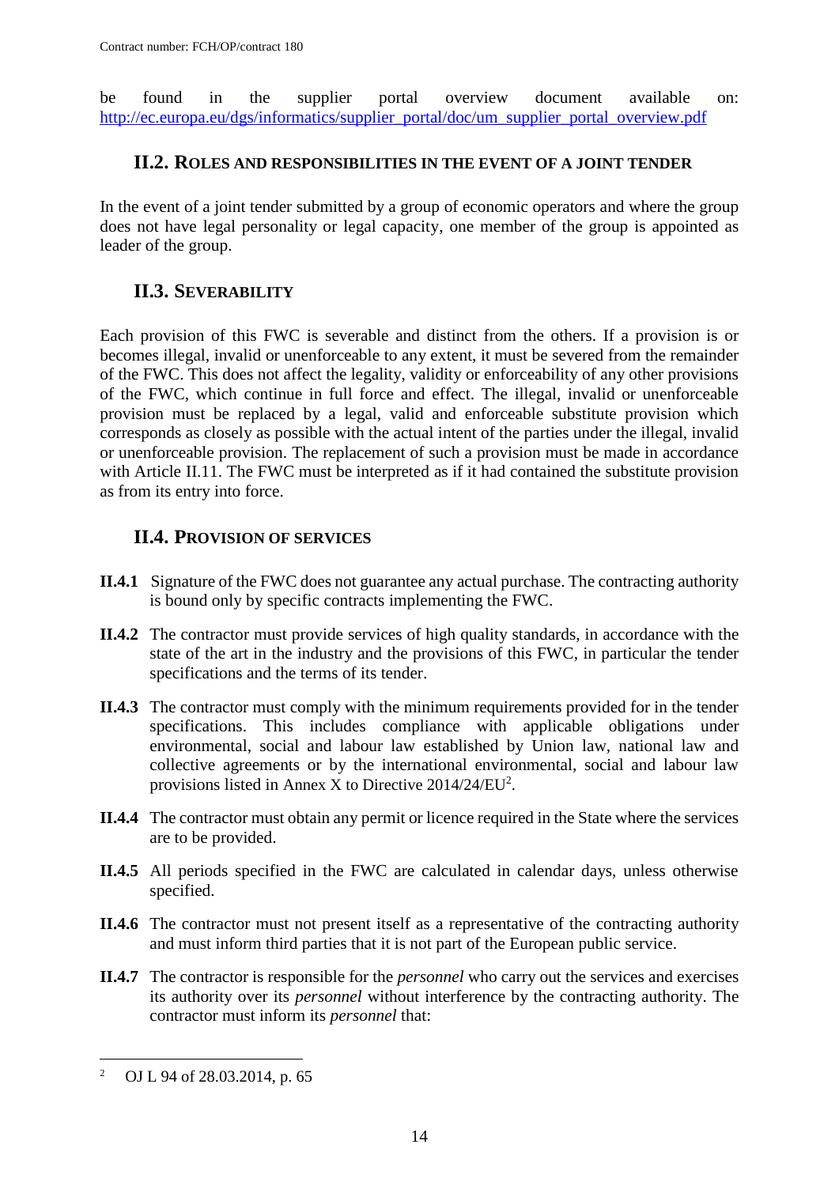be found in the supplier portal overview document available on: http://ec.europa.eu/dgs/informatics/supplier_portal/doc/um_supplier_portal_overview.pdf

## II.2. ROLES AND RESPONSIBILITIES IN THE EVENT OF A JOINT TENDER

In the event of a joint tender submitted by a group of economic operators and where the group does not have legal personality or legal capacity, one member of the group is appointed as leader of the group.

## II.3. SEVERABILITY

Each provision of this FWC is severable and distinct from the others. If a provision is or becomes illegal, invalid or unenforceable to any extent, it must be severed from the remainder of the FWC. This does not affect the legality, validity or enforceability of any other provisions of the FWC, which continue in full force and effect. The illegal, invalid or unenforceable provision must be replaced by a legal, valid and enforceable substitute provision which corresponds as closely as possible with the actual intent of the parties under the illegal, invalid or unenforceable provision. The replacement of such a provision must be made in accordance with Article II.11. The FWC must be interpreted as if it had contained the substitute provision as from its entry into force.

## II.4. PROVISION OF SERVICES

**II.4.1** Signature of the FWC does not guarantee any actual purchase. The contracting authority is bound only by specific contracts implementing the FWC.

**II.4.2** The contractor must provide services of high quality standards, in accordance with the state of the art in the industry and the provisions of this FWC, in particular the tender specifications and the terms of its tender.

**II.4.3** The contractor must comply with the minimum requirements provided for in the tender specifications. This includes compliance with applicable obligations under environmental, social and labour law established by Union law, national law and collective agreements or by the international environmental, social and labour law provisions listed in Annex X to Directive 2014/24/EU[2].

**II.4.4** The contractor must obtain any permit or licence required in the State where the services are to be provided.

**II.4.5** All periods specified in the FWC are calculated in calendar days, unless otherwise specified.

**II.4.6** The contractor must not present itself as a representative of the contracting authority and must inform third parties that it is not part of the European public service.

**II.4.7** The contractor is responsible for the *personnel* who carry out the services and exercises its authority over its *personnel* without interference by the contracting authority. The contractor must inform its *personnel* that:

---

[2] OJ L 94 of 28.03.2014, p. 65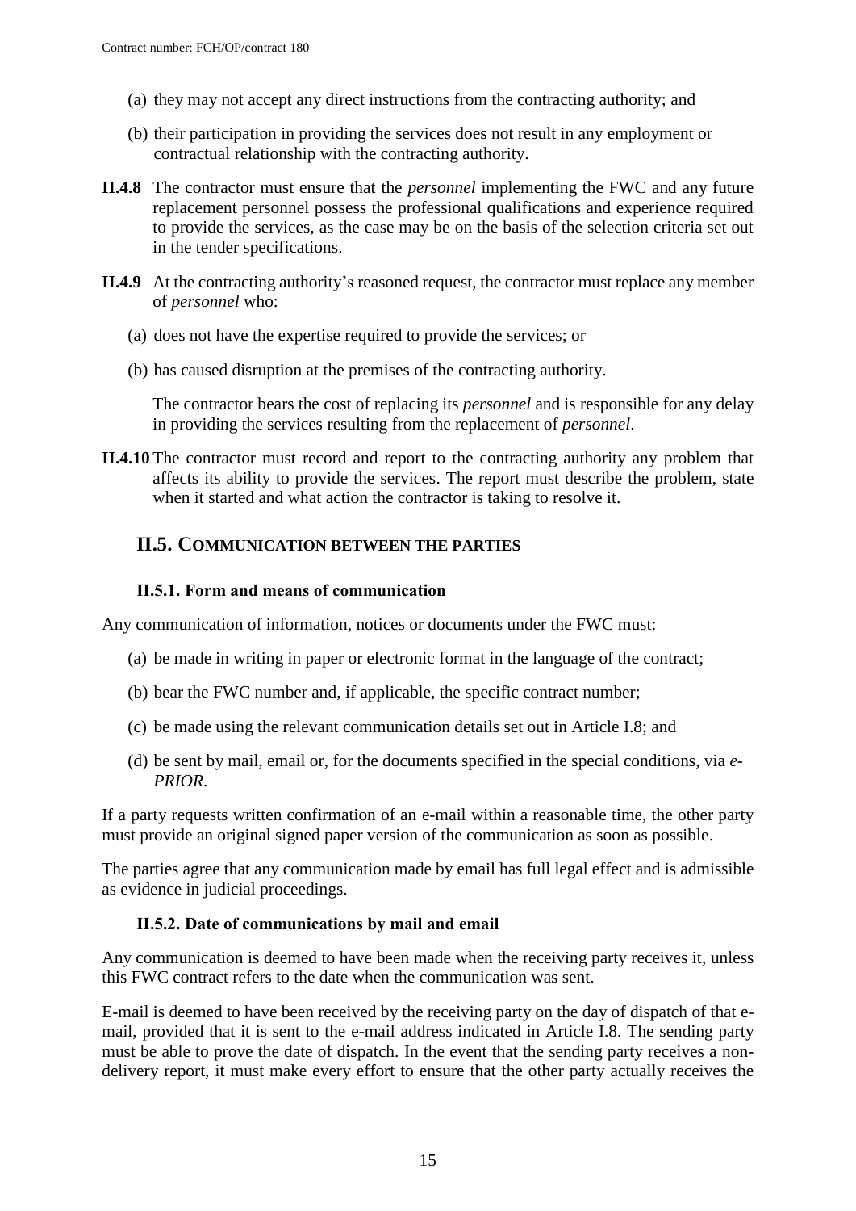(a) they may not accept any direct instructions from the contracting authority; and

(b) their participation in providing the services does not result in any employment or contractual relationship with the contracting authority.

**II.4.8** The contractor must ensure that the *personnel* implementing the FWC and any future replacement personnel possess the professional qualifications and experience required to provide the services, as the case may be on the basis of the selection criteria set out in the tender specifications.

**II.4.9** At the contracting authority's reasoned request, the contractor must replace any member of *personnel* who:

(a) does not have the expertise required to provide the services; or

(b) has caused disruption at the premises of the contracting authority.

The contractor bears the cost of replacing its *personnel* and is responsible for any delay in providing the services resulting from the replacement of *personnel*.

**II.4.10** The contractor must record and report to the contracting authority any problem that affects its ability to provide the services. The report must describe the problem, state when it started and what action the contractor is taking to resolve it.

## II.5. Communication between the parties

### II.5.1. Form and means of communication

Any communication of information, notices or documents under the FWC must:

(a) be made in writing in paper or electronic format in the language of the contract;

(b) bear the FWC number and, if applicable, the specific contract number;

(c) be made using the relevant communication details set out in Article I.8; and

(d) be sent by mail, email or, for the documents specified in the special conditions, via *e-PRIOR*.

If a party requests written confirmation of an e-mail within a reasonable time, the other party must provide an original signed paper version of the communication as soon as possible.

The parties agree that any communication made by email has full legal effect and is admissible as evidence in judicial proceedings.

### II.5.2. Date of communications by mail and email

Any communication is deemed to have been made when the receiving party receives it, unless this FWC contract refers to the date when the communication was sent.

E-mail is deemed to have been received by the receiving party on the day of dispatch of that e-mail, provided that it is sent to the e-mail address indicated in Article I.8. The sending party must be able to prove the date of dispatch. In the event that the sending party receives a non-delivery report, it must make every effort to ensure that the other party actually receives the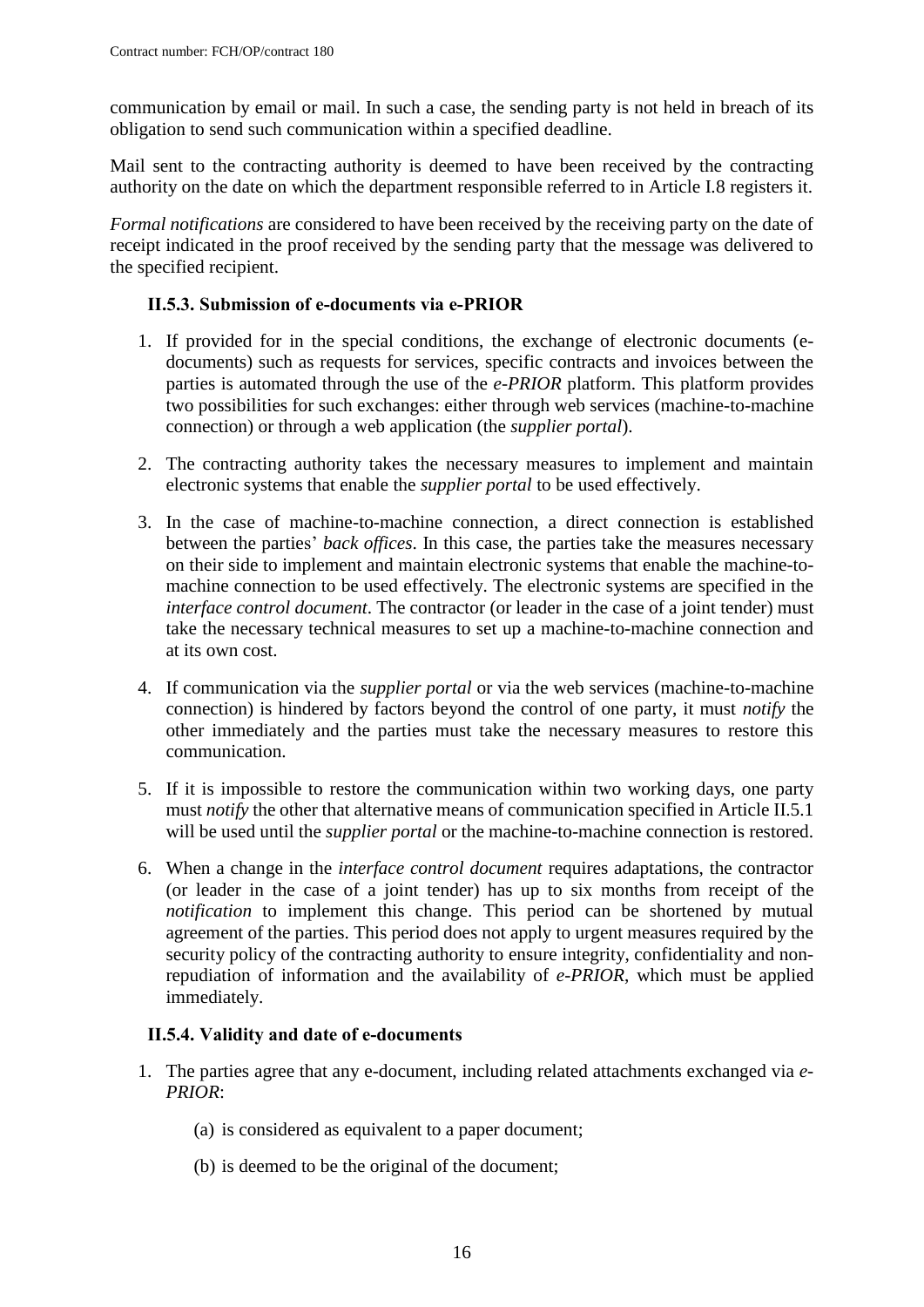communication by email or mail. In such a case, the sending party is not held in breach of its obligation to send such communication within a specified deadline.

Mail sent to the contracting authority is deemed to have been received by the contracting authority on the date on which the department responsible referred to in Article I.8 registers it.

*Formal notifications* are considered to have been received by the receiving party on the date of receipt indicated in the proof received by the sending party that the message was delivered to the specified recipient.

### II.5.3. Submission of e-documents via e-PRIOR

1. If provided for in the special conditions, the exchange of electronic documents (e-documents) such as requests for services, specific contracts and invoices between the parties is automated through the use of the *e-PRIOR* platform. This platform provides two possibilities for such exchanges: either through web services (machine-to-machine connection) or through a web application (the *supplier portal*).
2. The contracting authority takes the necessary measures to implement and maintain electronic systems that enable the *supplier portal* to be used effectively.
3. In the case of machine-to-machine connection, a direct connection is established between the parties' *back offices*. In this case, the parties take the measures necessary on their side to implement and maintain electronic systems that enable the machine-to-machine connection to be used effectively. The electronic systems are specified in the *interface control document*. The contractor (or leader in the case of a joint tender) must take the necessary technical measures to set up a machine-to-machine connection and at its own cost.
4. If communication via the *supplier portal* or via the web services (machine-to-machine connection) is hindered by factors beyond the control of one party, it must *notify* the other immediately and the parties must take the necessary measures to restore this communication.
5. If it is impossible to restore the communication within two working days, one party must *notify* the other that alternative means of communication specified in Article II.5.1 will be used until the *supplier portal* or the machine-to-machine connection is restored.
6. When a change in the *interface control document* requires adaptations, the contractor (or leader in the case of a joint tender) has up to six months from receipt of the *notification* to implement this change. This period can be shortened by mutual agreement of the parties. This period does not apply to urgent measures required by the security policy of the contracting authority to ensure integrity, confidentiality and non-repudiation of information and the availability of *e-PRIOR*, which must be applied immediately.

### II.5.4. Validity and date of e-documents

1. The parties agree that any e-document, including related attachments exchanged via *e-PRIOR*:

   (a) is considered as equivalent to a paper document;

   (b) is deemed to be the original of the document;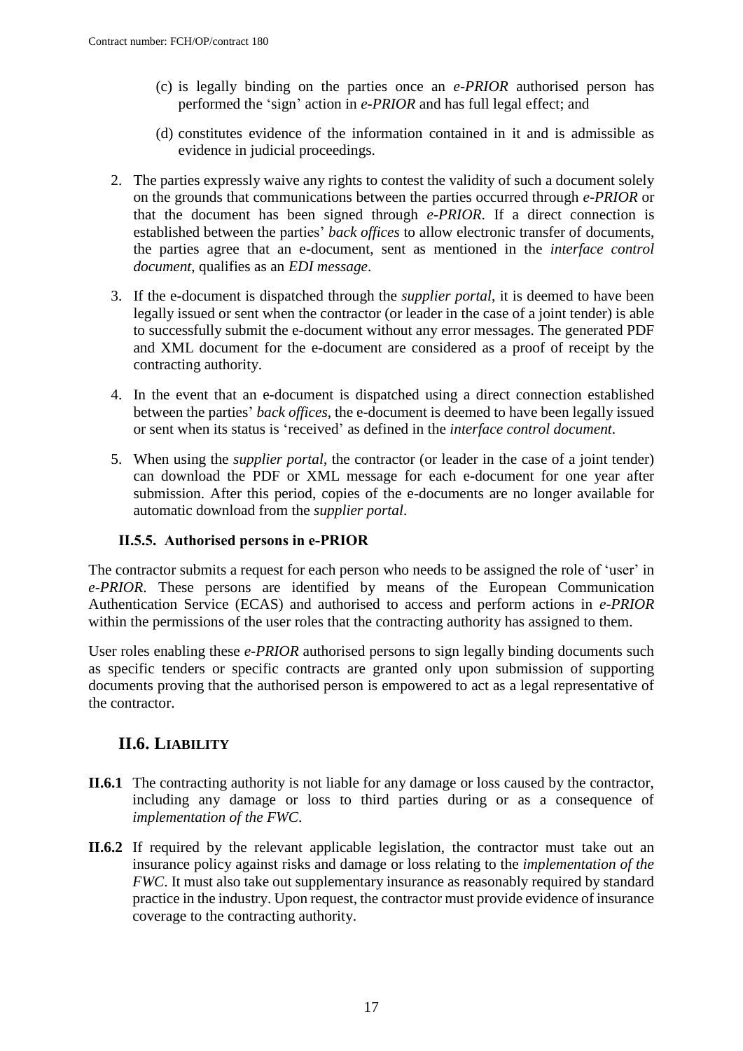(c) is legally binding on the parties once an *e-PRIOR* authorised person has performed the 'sign' action in *e-PRIOR* and has full legal effect; and

(d) constitutes evidence of the information contained in it and is admissible as evidence in judicial proceedings.

2. The parties expressly waive any rights to contest the validity of such a document solely on the grounds that communications between the parties occurred through *e-PRIOR* or that the document has been signed through *e-PRIOR*. If a direct connection is established between the parties' *back offices* to allow electronic transfer of documents, the parties agree that an e-document, sent as mentioned in the *interface control document*, qualifies as an *EDI message*.

3. If the e-document is dispatched through the *supplier portal*, it is deemed to have been legally issued or sent when the contractor (or leader in the case of a joint tender) is able to successfully submit the e-document without any error messages. The generated PDF and XML document for the e-document are considered as a proof of receipt by the contracting authority.

4. In the event that an e-document is dispatched using a direct connection established between the parties' *back offices*, the e-document is deemed to have been legally issued or sent when its status is 'received' as defined in the *interface control document*.

5. When using the *supplier portal*, the contractor (or leader in the case of a joint tender) can download the PDF or XML message for each e-document for one year after submission. After this period, copies of the e-documents are no longer available for automatic download from the *supplier portal*.

### II.5.5. Authorised persons in e-PRIOR

The contractor submits a request for each person who needs to be assigned the role of 'user' in *e-PRIOR*. These persons are identified by means of the European Communication Authentication Service (ECAS) and authorised to access and perform actions in *e-PRIOR* within the permissions of the user roles that the contracting authority has assigned to them.

User roles enabling these *e-PRIOR* authorised persons to sign legally binding documents such as specific tenders or specific contracts are granted only upon submission of supporting documents proving that the authorised person is empowered to act as a legal representative of the contractor.

## II.6. LIABILITY

**II.6.1** The contracting authority is not liable for any damage or loss caused by the contractor, including any damage or loss to third parties during or as a consequence of *implementation of the FWC*.

**II.6.2** If required by the relevant applicable legislation, the contractor must take out an insurance policy against risks and damage or loss relating to the *implementation of the FWC*. It must also take out supplementary insurance as reasonably required by standard practice in the industry. Upon request, the contractor must provide evidence of insurance coverage to the contracting authority.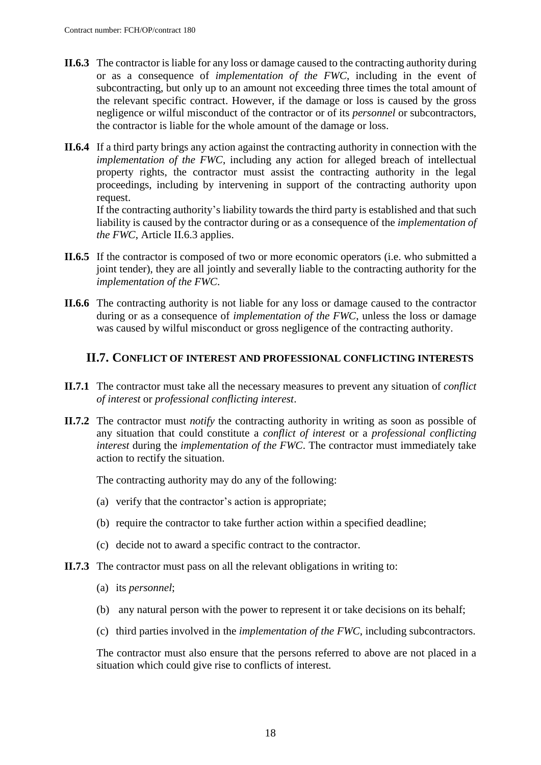**II.6.3** The contractor is liable for any loss or damage caused to the contracting authority during or as a consequence of *implementation of the FWC*, including in the event of subcontracting, but only up to an amount not exceeding three times the total amount of the relevant specific contract. However, if the damage or loss is caused by the gross negligence or wilful misconduct of the contractor or of its *personnel* or subcontractors, the contractor is liable for the whole amount of the damage or loss.

**II.6.4** If a third party brings any action against the contracting authority in connection with the *implementation of the FWC*, including any action for alleged breach of intellectual property rights, the contractor must assist the contracting authority in the legal proceedings, including by intervening in support of the contracting authority upon request.

If the contracting authority's liability towards the third party is established and that such liability is caused by the contractor during or as a consequence of the *implementation of the FWC*, Article II.6.3 applies.

**II.6.5** If the contractor is composed of two or more economic operators (i.e. who submitted a joint tender), they are all jointly and severally liable to the contracting authority for the *implementation of the FWC*.

**II.6.6** The contracting authority is not liable for any loss or damage caused to the contractor during or as a consequence of *implementation of the FWC*, unless the loss or damage was caused by wilful misconduct or gross negligence of the contracting authority.

## II.7. CONFLICT OF INTEREST AND PROFESSIONAL CONFLICTING INTERESTS

**II.7.1** The contractor must take all the necessary measures to prevent any situation of *conflict of interest* or *professional conflicting interest*.

**II.7.2** The contractor must *notify* the contracting authority in writing as soon as possible of any situation that could constitute a *conflict of interest* or a *professional conflicting interest* during the *implementation of the FWC*. The contractor must immediately take action to rectify the situation.

The contracting authority may do any of the following:

(a) verify that the contractor's action is appropriate;

(b) require the contractor to take further action within a specified deadline;

(c) decide not to award a specific contract to the contractor.

**II.7.3** The contractor must pass on all the relevant obligations in writing to:

(a) its *personnel*;

(b) any natural person with the power to represent it or take decisions on its behalf;

(c) third parties involved in the *implementation of the FWC*, including subcontractors.

The contractor must also ensure that the persons referred to above are not placed in a situation which could give rise to conflicts of interest.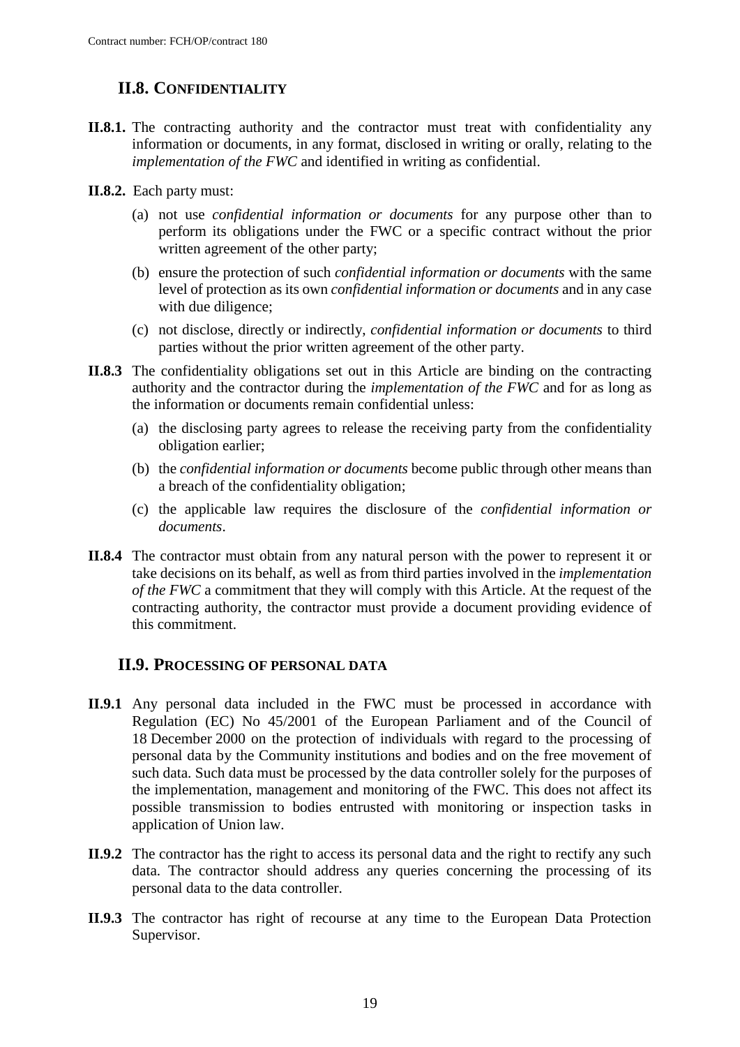## II.8. CONFIDENTIALITY

**II.8.1.** The contracting authority and the contractor must treat with confidentiality any information or documents, in any format, disclosed in writing or orally, relating to the *implementation of the FWC* and identified in writing as confidential.

**II.8.2.** Each party must:

(a) not use *confidential information or documents* for any purpose other than to perform its obligations under the FWC or a specific contract without the prior written agreement of the other party;

(b) ensure the protection of such *confidential information or documents* with the same level of protection as its own *confidential information or documents* and in any case with due diligence;

(c) not disclose, directly or indirectly, *confidential information or documents* to third parties without the prior written agreement of the other party.

**II.8.3** The confidentiality obligations set out in this Article are binding on the contracting authority and the contractor during the *implementation of the FWC* and for as long as the information or documents remain confidential unless:

(a) the disclosing party agrees to release the receiving party from the confidentiality obligation earlier;

(b) the *confidential information or documents* become public through other means than a breach of the confidentiality obligation;

(c) the applicable law requires the disclosure of the *confidential information or documents*.

**II.8.4** The contractor must obtain from any natural person with the power to represent it or take decisions on its behalf, as well as from third parties involved in the *implementation of the FWC* a commitment that they will comply with this Article. At the request of the contracting authority, the contractor must provide a document providing evidence of this commitment.

## II.9. PROCESSING OF PERSONAL DATA

**II.9.1** Any personal data included in the FWC must be processed in accordance with Regulation (EC) No 45/2001 of the European Parliament and of the Council of 18 December 2000 on the protection of individuals with regard to the processing of personal data by the Community institutions and bodies and on the free movement of such data. Such data must be processed by the data controller solely for the purposes of the implementation, management and monitoring of the FWC. This does not affect its possible transmission to bodies entrusted with monitoring or inspection tasks in application of Union law.

**II.9.2** The contractor has the right to access its personal data and the right to rectify any such data. The contractor should address any queries concerning the processing of its personal data to the data controller.

**II.9.3** The contractor has right of recourse at any time to the European Data Protection Supervisor.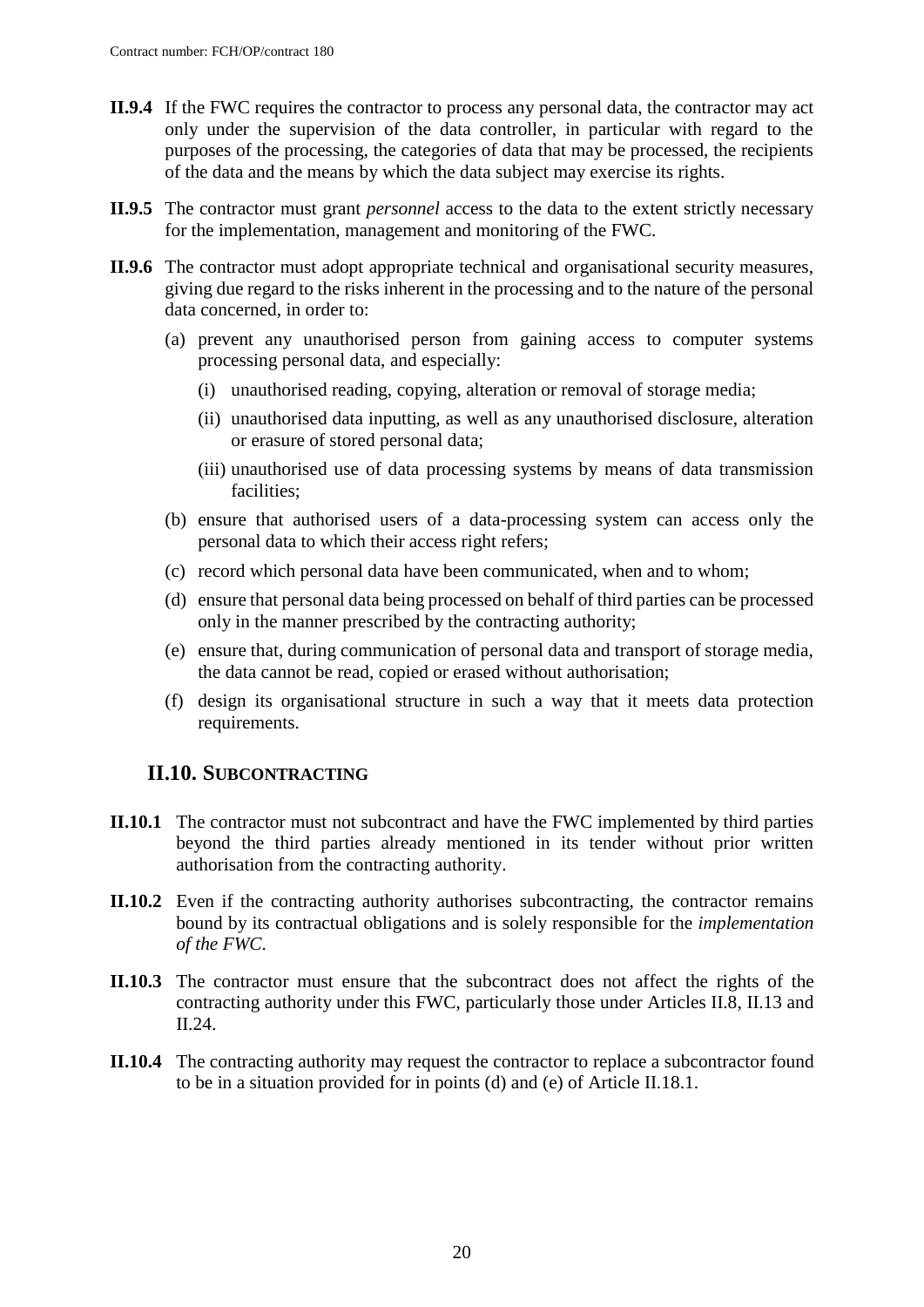**II.9.4** If the FWC requires the contractor to process any personal data, the contractor may act only under the supervision of the data controller, in particular with regard to the purposes of the processing, the categories of data that may be processed, the recipients of the data and the means by which the data subject may exercise its rights.

**II.9.5** The contractor must grant *personnel* access to the data to the extent strictly necessary for the implementation, management and monitoring of the FWC.

**II.9.6** The contractor must adopt appropriate technical and organisational security measures, giving due regard to the risks inherent in the processing and to the nature of the personal data concerned, in order to:

- (a) prevent any unauthorised person from gaining access to computer systems processing personal data, and especially:
  - (i) unauthorised reading, copying, alteration or removal of storage media;
  - (ii) unauthorised data inputting, as well as any unauthorised disclosure, alteration or erasure of stored personal data;
  - (iii) unauthorised use of data processing systems by means of data transmission facilities;
- (b) ensure that authorised users of a data-processing system can access only the personal data to which their access right refers;
- (c) record which personal data have been communicated, when and to whom;
- (d) ensure that personal data being processed on behalf of third parties can be processed only in the manner prescribed by the contracting authority;
- (e) ensure that, during communication of personal data and transport of storage media, the data cannot be read, copied or erased without authorisation;
- (f) design its organisational structure in such a way that it meets data protection requirements.

## II.10. SUBCONTRACTING

**II.10.1** The contractor must not subcontract and have the FWC implemented by third parties beyond the third parties already mentioned in its tender without prior written authorisation from the contracting authority.

**II.10.2** Even if the contracting authority authorises subcontracting, the contractor remains bound by its contractual obligations and is solely responsible for the *implementation of the FWC*.

**II.10.3** The contractor must ensure that the subcontract does not affect the rights of the contracting authority under this FWC, particularly those under Articles II.8, II.13 and II.24.

**II.10.4** The contracting authority may request the contractor to replace a subcontractor found to be in a situation provided for in points (d) and (e) of Article II.18.1.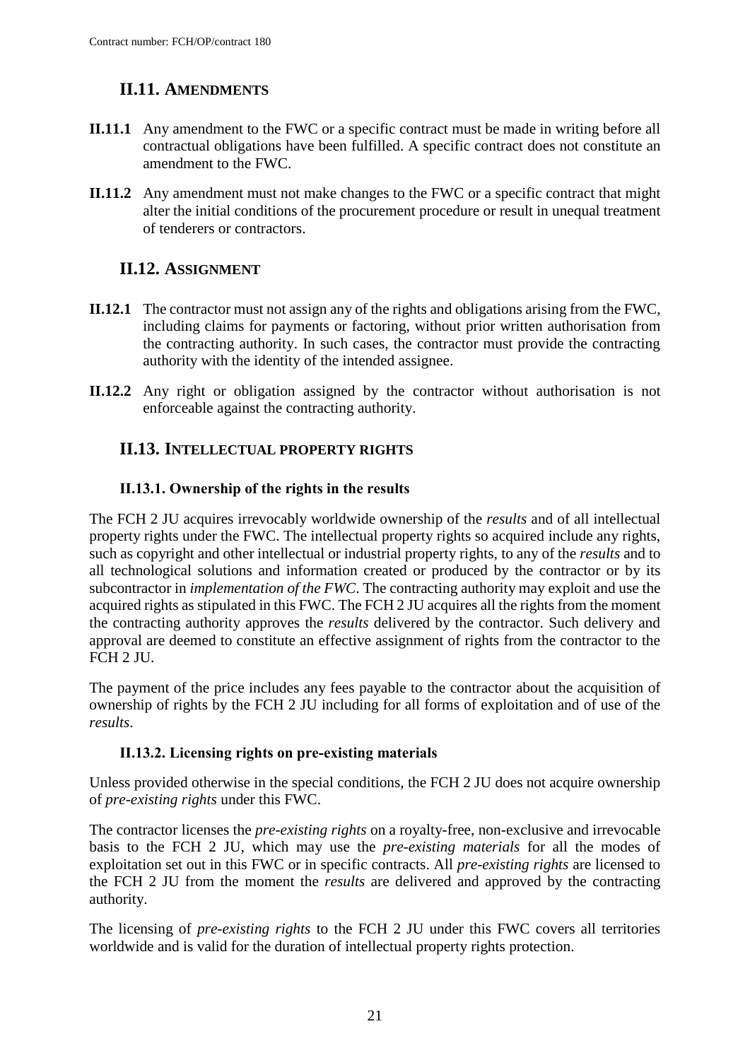## II.11. AMENDMENTS

**II.11.1** Any amendment to the FWC or a specific contract must be made in writing before all contractual obligations have been fulfilled. A specific contract does not constitute an amendment to the FWC.

**II.11.2** Any amendment must not make changes to the FWC or a specific contract that might alter the initial conditions of the procurement procedure or result in unequal treatment of tenderers or contractors.

## II.12. ASSIGNMENT

**II.12.1** The contractor must not assign any of the rights and obligations arising from the FWC, including claims for payments or factoring, without prior written authorisation from the contracting authority. In such cases, the contractor must provide the contracting authority with the identity of the intended assignee.

**II.12.2** Any right or obligation assigned by the contractor without authorisation is not enforceable against the contracting authority.

## II.13. INTELLECTUAL PROPERTY RIGHTS

### II.13.1. Ownership of the rights in the results

The FCH 2 JU acquires irrevocably worldwide ownership of the *results* and of all intellectual property rights under the FWC. The intellectual property rights so acquired include any rights, such as copyright and other intellectual or industrial property rights, to any of the *results* and to all technological solutions and information created or produced by the contractor or by its subcontractor in *implementation of the FWC*. The contracting authority may exploit and use the acquired rights as stipulated in this FWC. The FCH 2 JU acquires all the rights from the moment the contracting authority approves the *results* delivered by the contractor. Such delivery and approval are deemed to constitute an effective assignment of rights from the contractor to the FCH 2 JU.

The payment of the price includes any fees payable to the contractor about the acquisition of ownership of rights by the FCH 2 JU including for all forms of exploitation and of use of the *results*.

### II.13.2. Licensing rights on pre-existing materials

Unless provided otherwise in the special conditions, the FCH 2 JU does not acquire ownership of *pre-existing rights* under this FWC.

The contractor licenses the *pre-existing rights* on a royalty-free, non-exclusive and irrevocable basis to the FCH 2 JU, which may use the *pre-existing materials* for all the modes of exploitation set out in this FWC or in specific contracts. All *pre-existing rights* are licensed to the FCH 2 JU from the moment the *results* are delivered and approved by the contracting authority.

The licensing of *pre-existing rights* to the FCH 2 JU under this FWC covers all territories worldwide and is valid for the duration of intellectual property rights protection.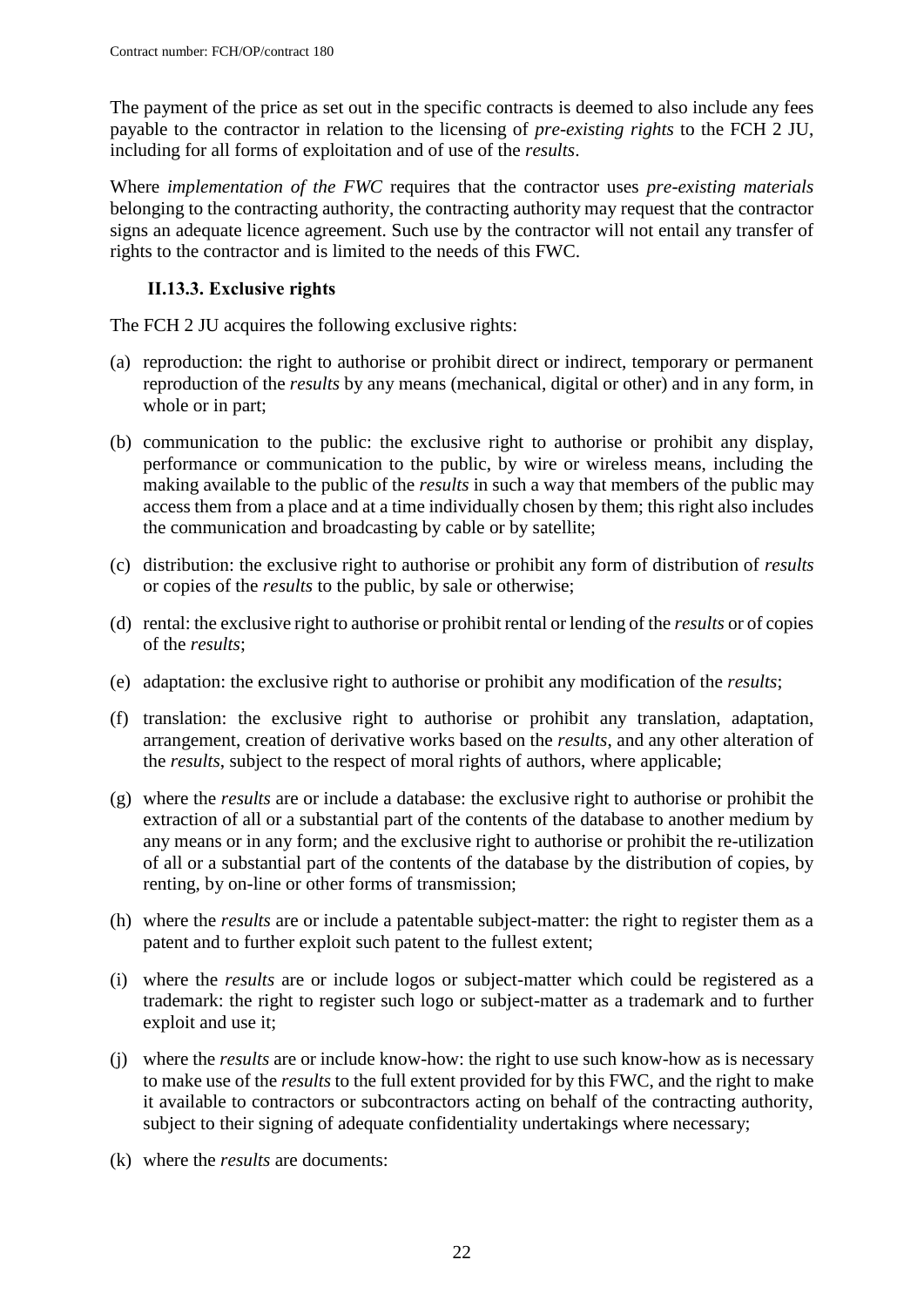The payment of the price as set out in the specific contracts is deemed to also include any fees payable to the contractor in relation to the licensing of *pre-existing rights* to the FCH 2 JU, including for all forms of exploitation and of use of the *results*.

Where *implementation of the FWC* requires that the contractor uses *pre-existing materials* belonging to the contracting authority, the contracting authority may request that the contractor signs an adequate licence agreement. Such use by the contractor will not entail any transfer of rights to the contractor and is limited to the needs of this FWC.

### II.13.3. Exclusive rights

The FCH 2 JU acquires the following exclusive rights:

(a) reproduction: the right to authorise or prohibit direct or indirect, temporary or permanent reproduction of the *results* by any means (mechanical, digital or other) and in any form, in whole or in part;

(b) communication to the public: the exclusive right to authorise or prohibit any display, performance or communication to the public, by wire or wireless means, including the making available to the public of the *results* in such a way that members of the public may access them from a place and at a time individually chosen by them; this right also includes the communication and broadcasting by cable or by satellite;

(c) distribution: the exclusive right to authorise or prohibit any form of distribution of *results* or copies of the *results* to the public, by sale or otherwise;

(d) rental: the exclusive right to authorise or prohibit rental or lending of the *results* or of copies of the *results*;

(e) adaptation: the exclusive right to authorise or prohibit any modification of the *results*;

(f) translation: the exclusive right to authorise or prohibit any translation, adaptation, arrangement, creation of derivative works based on the *results*, and any other alteration of the *results*, subject to the respect of moral rights of authors, where applicable;

(g) where the *results* are or include a database: the exclusive right to authorise or prohibit the extraction of all or a substantial part of the contents of the database to another medium by any means or in any form; and the exclusive right to authorise or prohibit the re-utilization of all or a substantial part of the contents of the database by the distribution of copies, by renting, by on-line or other forms of transmission;

(h) where the *results* are or include a patentable subject-matter: the right to register them as a patent and to further exploit such patent to the fullest extent;

(i) where the *results* are or include logos or subject-matter which could be registered as a trademark: the right to register such logo or subject-matter as a trademark and to further exploit and use it;

(j) where the *results* are or include know-how: the right to use such know-how as is necessary to make use of the *results* to the full extent provided for by this FWC, and the right to make it available to contractors or subcontractors acting on behalf of the contracting authority, subject to their signing of adequate confidentiality undertakings where necessary;

(k) where the *results* are documents: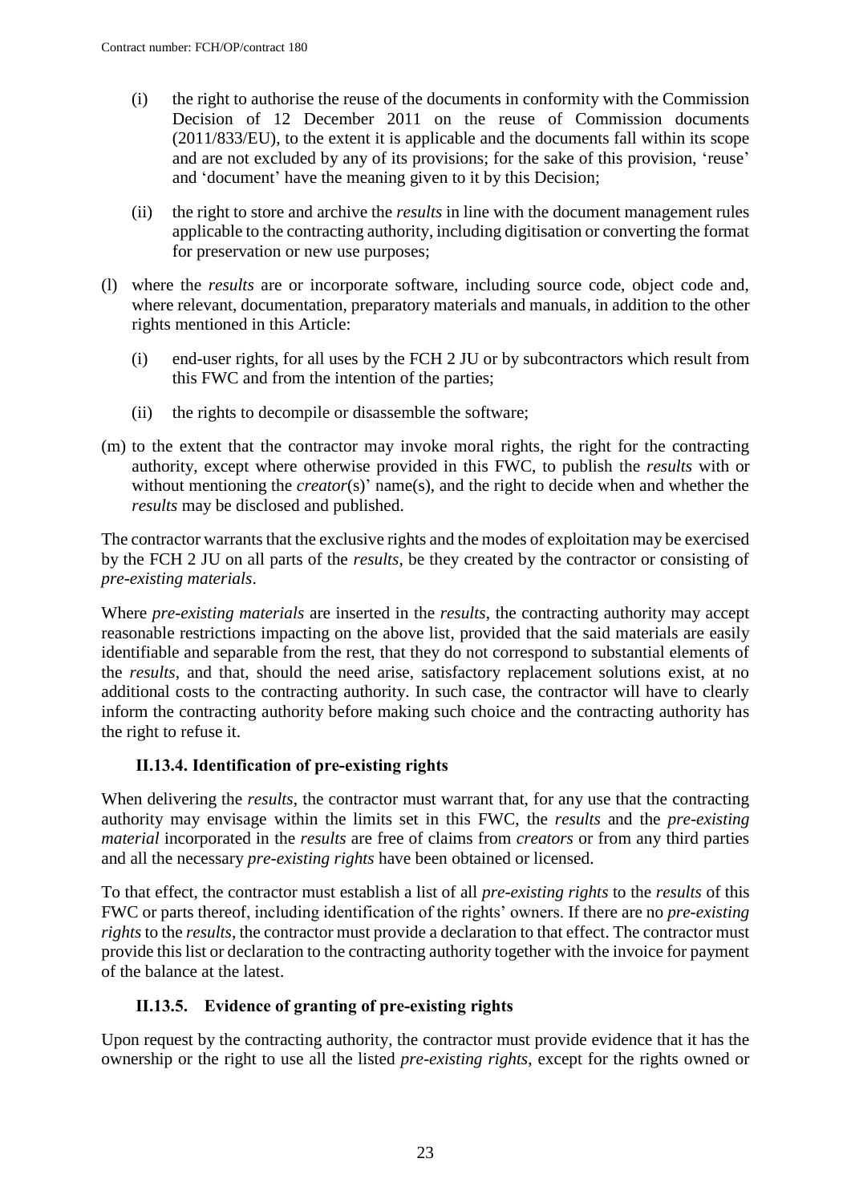(i) the right to authorise the reuse of the documents in conformity with the Commission Decision of 12 December 2011 on the reuse of Commission documents (2011/833/EU), to the extent it is applicable and the documents fall within its scope and are not excluded by any of its provisions; for the sake of this provision, 'reuse' and 'document' have the meaning given to it by this Decision;

(ii) the right to store and archive the *results* in line with the document management rules applicable to the contracting authority, including digitisation or converting the format for preservation or new use purposes;

(l) where the *results* are or incorporate software, including source code, object code and, where relevant, documentation, preparatory materials and manuals, in addition to the other rights mentioned in this Article:

(i) end-user rights, for all uses by the FCH 2 JU or by subcontractors which result from this FWC and from the intention of the parties;

(ii) the rights to decompile or disassemble the software;

(m) to the extent that the contractor may invoke moral rights, the right for the contracting authority, except where otherwise provided in this FWC, to publish the *results* with or without mentioning the *creator*(s)' name(s), and the right to decide when and whether the *results* may be disclosed and published.

The contractor warrants that the exclusive rights and the modes of exploitation may be exercised by the FCH 2 JU on all parts of the *results*, be they created by the contractor or consisting of *pre-existing materials*.

Where *pre-existing materials* are inserted in the *results*, the contracting authority may accept reasonable restrictions impacting on the above list, provided that the said materials are easily identifiable and separable from the rest, that they do not correspond to substantial elements of the *results*, and that, should the need arise, satisfactory replacement solutions exist, at no additional costs to the contracting authority. In such case, the contractor will have to clearly inform the contracting authority before making such choice and the contracting authority has the right to refuse it.

### II.13.4. Identification of pre-existing rights

When delivering the *results*, the contractor must warrant that, for any use that the contracting authority may envisage within the limits set in this FWC, the *results* and the *pre-existing material* incorporated in the *results* are free of claims from *creators* or from any third parties and all the necessary *pre-existing rights* have been obtained or licensed.

To that effect, the contractor must establish a list of all *pre-existing rights* to the *results* of this FWC or parts thereof, including identification of the rights' owners. If there are no *pre-existing rights* to the *results*, the contractor must provide a declaration to that effect. The contractor must provide this list or declaration to the contracting authority together with the invoice for payment of the balance at the latest.

### II.13.5. Evidence of granting of pre-existing rights

Upon request by the contracting authority, the contractor must provide evidence that it has the ownership or the right to use all the listed *pre-existing rights*, except for the rights owned or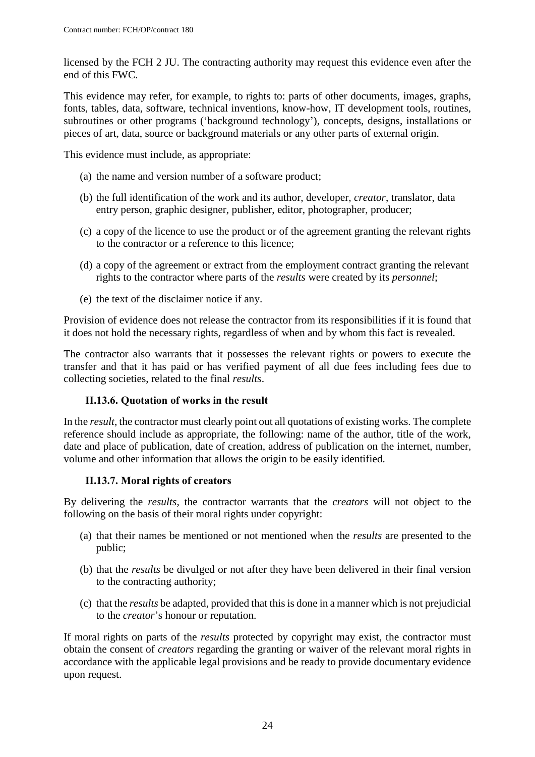licensed by the FCH 2 JU. The contracting authority may request this evidence even after the end of this FWC.

This evidence may refer, for example, to rights to: parts of other documents, images, graphs, fonts, tables, data, software, technical inventions, know-how, IT development tools, routines, subroutines or other programs ('background technology'), concepts, designs, installations or pieces of art, data, source or background materials or any other parts of external origin.

This evidence must include, as appropriate:

(a) the name and version number of a software product;

(b) the full identification of the work and its author, developer, *creator*, translator, data entry person, graphic designer, publisher, editor, photographer, producer;

(c) a copy of the licence to use the product or of the agreement granting the relevant rights to the contractor or a reference to this licence;

(d) a copy of the agreement or extract from the employment contract granting the relevant rights to the contractor where parts of the *results* were created by its *personnel*;

(e) the text of the disclaimer notice if any.

Provision of evidence does not release the contractor from its responsibilities if it is found that it does not hold the necessary rights, regardless of when and by whom this fact is revealed.

The contractor also warrants that it possesses the relevant rights or powers to execute the transfer and that it has paid or has verified payment of all due fees including fees due to collecting societies, related to the final *results*.

### II.13.6. Quotation of works in the result

In the *result*, the contractor must clearly point out all quotations of existing works. The complete reference should include as appropriate, the following: name of the author, title of the work, date and place of publication, date of creation, address of publication on the internet, number, volume and other information that allows the origin to be easily identified.

### II.13.7. Moral rights of creators

By delivering the *results*, the contractor warrants that the *creators* will not object to the following on the basis of their moral rights under copyright:

(a) that their names be mentioned or not mentioned when the *results* are presented to the public;

(b) that the *results* be divulged or not after they have been delivered in their final version to the contracting authority;

(c) that the *results* be adapted, provided that this is done in a manner which is not prejudicial to the *creator*'s honour or reputation.

If moral rights on parts of the *results* protected by copyright may exist, the contractor must obtain the consent of *creators* regarding the granting or waiver of the relevant moral rights in accordance with the applicable legal provisions and be ready to provide documentary evidence upon request.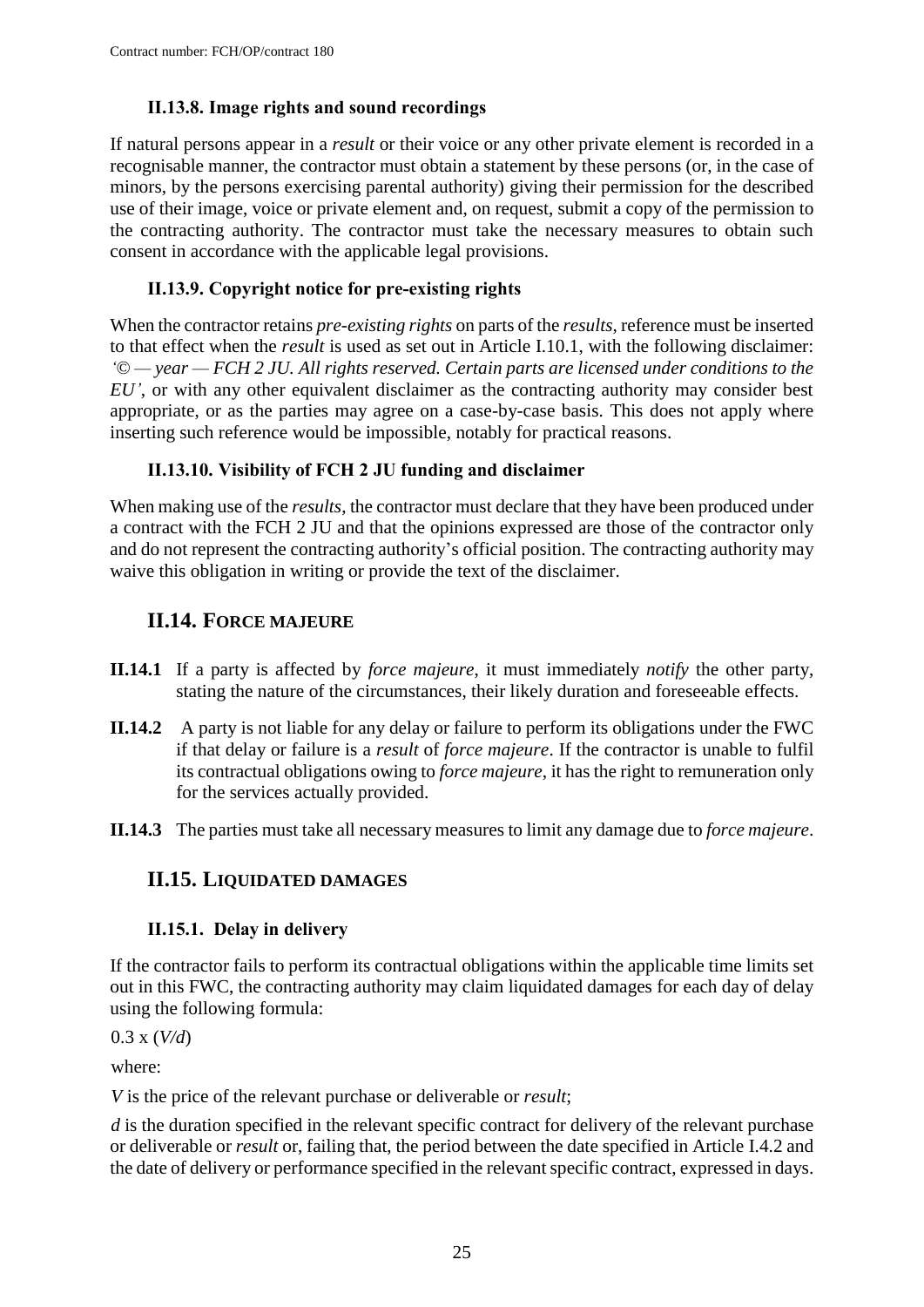### II.13.8. Image rights and sound recordings

If natural persons appear in a *result* or their voice or any other private element is recorded in a recognisable manner, the contractor must obtain a statement by these persons (or, in the case of minors, by the persons exercising parental authority) giving their permission for the described use of their image, voice or private element and, on request, submit a copy of the permission to the contracting authority. The contractor must take the necessary measures to obtain such consent in accordance with the applicable legal provisions.

### II.13.9. Copyright notice for pre-existing rights

When the contractor retains *pre-existing rights* on parts of the *results*, reference must be inserted to that effect when the *result* is used as set out in Article I.10.1, with the following disclaimer: *'© — year — FCH 2 JU. All rights reserved. Certain parts are licensed under conditions to the EU'*, or with any other equivalent disclaimer as the contracting authority may consider best appropriate, or as the parties may agree on a case-by-case basis. This does not apply where inserting such reference would be impossible, notably for practical reasons.

### II.13.10. Visibility of FCH 2 JU funding and disclaimer

When making use of the *results*, the contractor must declare that they have been produced under a contract with the FCH 2 JU and that the opinions expressed are those of the contractor only and do not represent the contracting authority's official position. The contracting authority may waive this obligation in writing or provide the text of the disclaimer.

## II.14. FORCE MAJEURE

**II.14.1** If a party is affected by *force majeure*, it must immediately *notify* the other party, stating the nature of the circumstances, their likely duration and foreseeable effects.

**II.14.2** A party is not liable for any delay or failure to perform its obligations under the FWC if that delay or failure is a *result* of *force majeure*. If the contractor is unable to fulfil its contractual obligations owing to *force majeure*, it has the right to remuneration only for the services actually provided.

**II.14.3** The parties must take all necessary measures to limit any damage due to *force majeure*.

## II.15. LIQUIDATED DAMAGES

### II.15.1. Delay in delivery

If the contractor fails to perform its contractual obligations within the applicable time limits set out in this FWC, the contracting authority may claim liquidated damages for each day of delay using the following formula:

$0.3 \times (V/d)$

where:

*V* is the price of the relevant purchase or deliverable or *result*;

*d* is the duration specified in the relevant specific contract for delivery of the relevant purchase or deliverable or *result* or, failing that, the period between the date specified in Article I.4.2 and the date of delivery or performance specified in the relevant specific contract, expressed in days.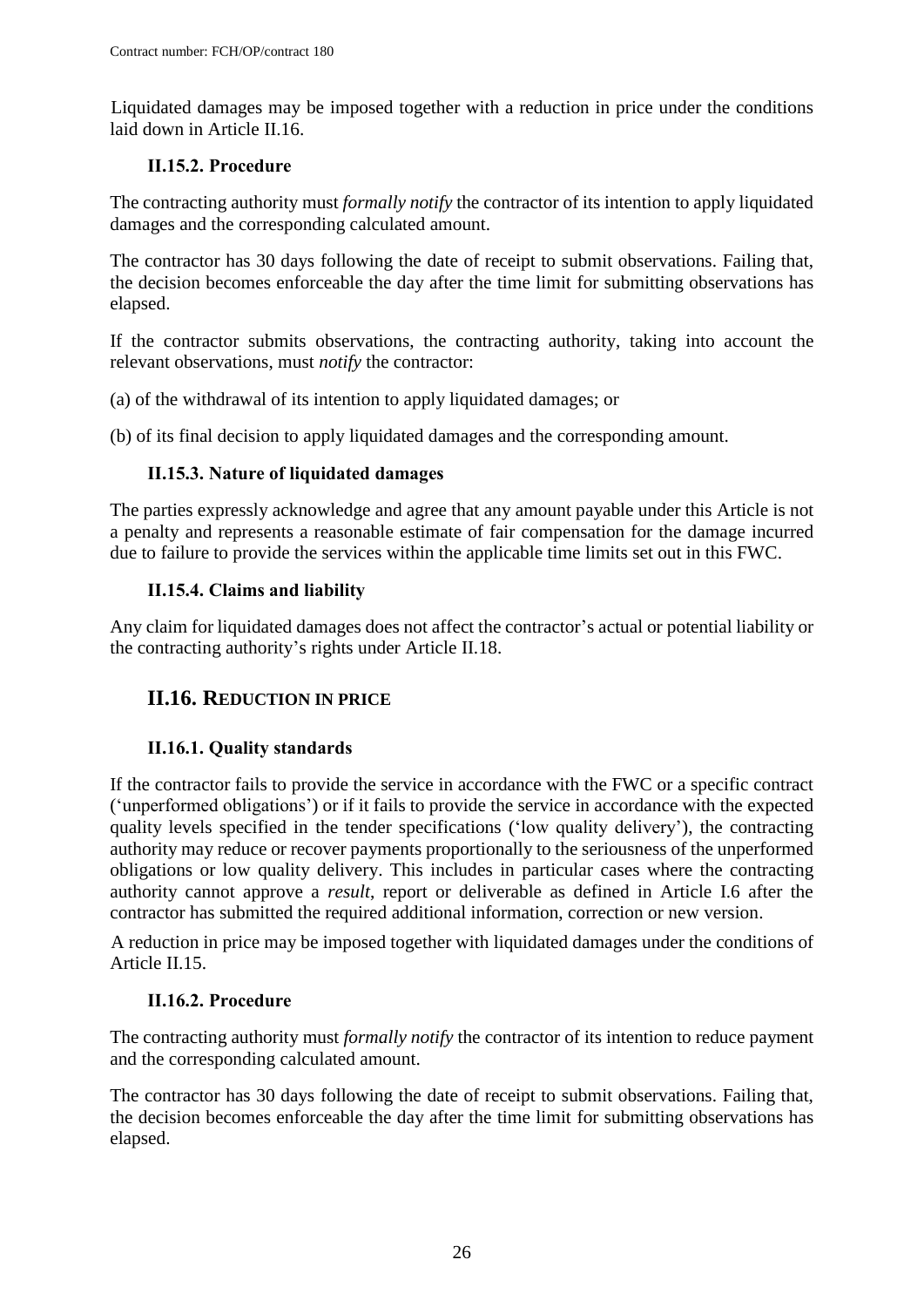Liquidated damages may be imposed together with a reduction in price under the conditions laid down in Article II.16.

### II.15.2. Procedure

The contracting authority must *formally notify* the contractor of its intention to apply liquidated damages and the corresponding calculated amount.

The contractor has 30 days following the date of receipt to submit observations. Failing that, the decision becomes enforceable the day after the time limit for submitting observations has elapsed.

If the contractor submits observations, the contracting authority, taking into account the relevant observations, must *notify* the contractor:

(a) of the withdrawal of its intention to apply liquidated damages; or

(b) of its final decision to apply liquidated damages and the corresponding amount.

### II.15.3. Nature of liquidated damages

The parties expressly acknowledge and agree that any amount payable under this Article is not a penalty and represents a reasonable estimate of fair compensation for the damage incurred due to failure to provide the services within the applicable time limits set out in this FWC.

### II.15.4. Claims and liability

Any claim for liquidated damages does not affect the contractor's actual or potential liability or the contracting authority's rights under Article II.18.

## II.16. REDUCTION IN PRICE

### II.16.1. Quality standards

If the contractor fails to provide the service in accordance with the FWC or a specific contract ('unperformed obligations') or if it fails to provide the service in accordance with the expected quality levels specified in the tender specifications ('low quality delivery'), the contracting authority may reduce or recover payments proportionally to the seriousness of the unperformed obligations or low quality delivery. This includes in particular cases where the contracting authority cannot approve a *result*, report or deliverable as defined in Article I.6 after the contractor has submitted the required additional information, correction or new version.

A reduction in price may be imposed together with liquidated damages under the conditions of Article II.15.

### II.16.2. Procedure

The contracting authority must *formally notify* the contractor of its intention to reduce payment and the corresponding calculated amount.

The contractor has 30 days following the date of receipt to submit observations. Failing that, the decision becomes enforceable the day after the time limit for submitting observations has elapsed.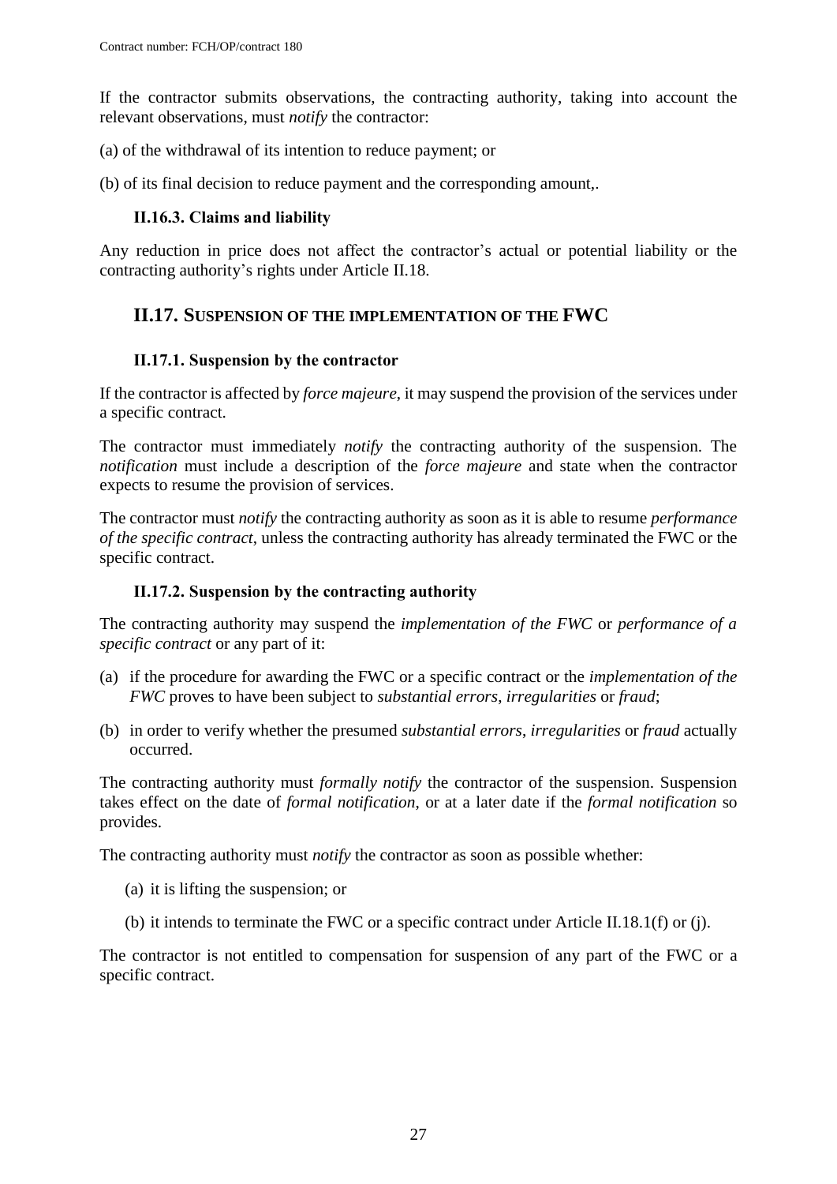If the contractor submits observations, the contracting authority, taking into account the relevant observations, must *notify* the contractor:

(a) of the withdrawal of its intention to reduce payment; or

(b) of its final decision to reduce payment and the corresponding amount,.

### II.16.3. Claims and liability

Any reduction in price does not affect the contractor's actual or potential liability or the contracting authority's rights under Article II.18.

## II.17. Suspension of the implementation of the FWC

### II.17.1. Suspension by the contractor

If the contractor is affected by *force majeure*, it may suspend the provision of the services under a specific contract.

The contractor must immediately *notify* the contracting authority of the suspension. The *notification* must include a description of the *force majeure* and state when the contractor expects to resume the provision of services.

The contractor must *notify* the contracting authority as soon as it is able to resume *performance of the specific contract*, unless the contracting authority has already terminated the FWC or the specific contract.

### II.17.2. Suspension by the contracting authority

The contracting authority may suspend the *implementation of the FWC* or *performance of a specific contract* or any part of it:

(a) if the procedure for awarding the FWC or a specific contract or the *implementation of the FWC* proves to have been subject to *substantial errors*, *irregularities* or *fraud*;

(b) in order to verify whether the presumed *substantial errors*, *irregularities* or *fraud* actually occurred.

The contracting authority must *formally notify* the contractor of the suspension. Suspension takes effect on the date of *formal notification*, or at a later date if the *formal notification* so provides.

The contracting authority must *notify* the contractor as soon as possible whether:

(a) it is lifting the suspension; or

(b) it intends to terminate the FWC or a specific contract under Article II.18.1(f) or (j).

The contractor is not entitled to compensation for suspension of any part of the FWC or a specific contract.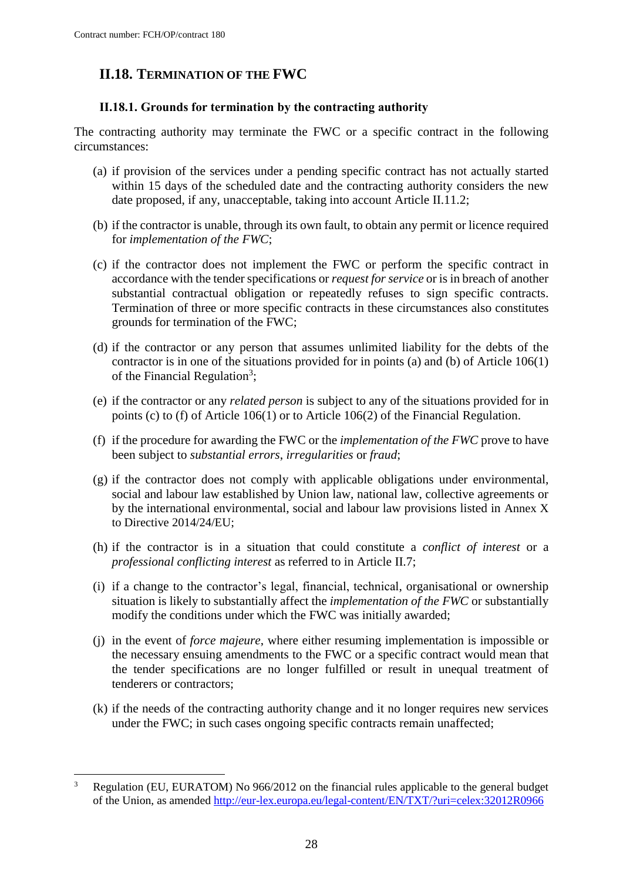## II.18. TERMINATION OF THE FWC

### II.18.1. Grounds for termination by the contracting authority

The contracting authority may terminate the FWC or a specific contract in the following circumstances:

(a) if provision of the services under a pending specific contract has not actually started within 15 days of the scheduled date and the contracting authority considers the new date proposed, if any, unacceptable, taking into account Article II.11.2;

(b) if the contractor is unable, through its own fault, to obtain any permit or licence required for *implementation of the FWC*;

(c) if the contractor does not implement the FWC or perform the specific contract in accordance with the tender specifications or *request for service* or is in breach of another substantial contractual obligation or repeatedly refuses to sign specific contracts. Termination of three or more specific contracts in these circumstances also constitutes grounds for termination of the FWC;

(d) if the contractor or any person that assumes unlimited liability for the debts of the contractor is in one of the situations provided for in points (a) and (b) of Article 106(1) of the Financial Regulation[3];

(e) if the contractor or any *related person* is subject to any of the situations provided for in points (c) to (f) of Article 106(1) or to Article 106(2) of the Financial Regulation.

(f) if the procedure for awarding the FWC or the *implementation of the FWC* prove to have been subject to *substantial errors*, *irregularities* or *fraud*;

(g) if the contractor does not comply with applicable obligations under environmental, social and labour law established by Union law, national law, collective agreements or by the international environmental, social and labour law provisions listed in Annex X to Directive 2014/24/EU;

(h) if the contractor is in a situation that could constitute a *conflict of interest* or a *professional conflicting interest* as referred to in Article II.7;

(i) if a change to the contractor's legal, financial, technical, organisational or ownership situation is likely to substantially affect the *implementation of the FWC* or substantially modify the conditions under which the FWC was initially awarded;

(j) in the event of *force majeure*, where either resuming implementation is impossible or the necessary ensuing amendments to the FWC or a specific contract would mean that the tender specifications are no longer fulfilled or result in unequal treatment of tenderers or contractors;

(k) if the needs of the contracting authority change and it no longer requires new services under the FWC; in such cases ongoing specific contracts remain unaffected;

---

[3] Regulation (EU, EURATOM) No 966/2012 on the financial rules applicable to the general budget of the Union, as amended http://eur-lex.europa.eu/legal-content/EN/TXT/?uri=celex:32012R0966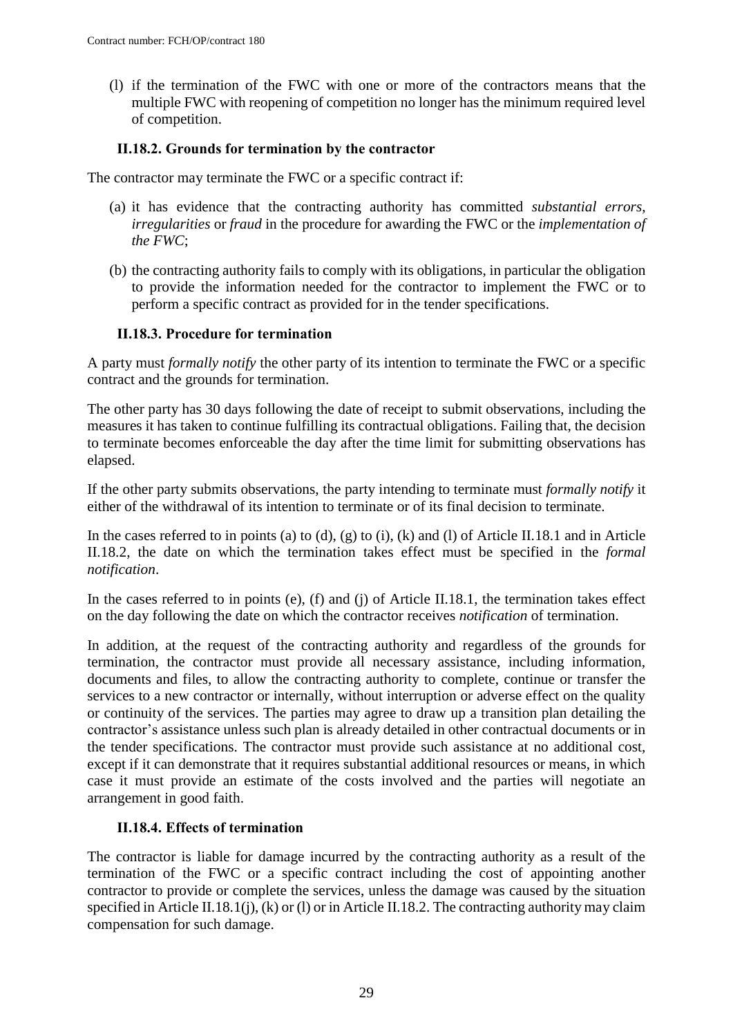(l) if the termination of the FWC with one or more of the contractors means that the multiple FWC with reopening of competition no longer has the minimum required level of competition.

### II.18.2. Grounds for termination by the contractor

The contractor may terminate the FWC or a specific contract if:

(a) it has evidence that the contracting authority has committed *substantial errors*, *irregularities* or *fraud* in the procedure for awarding the FWC or the *implementation of the FWC*;

(b) the contracting authority fails to comply with its obligations, in particular the obligation to provide the information needed for the contractor to implement the FWC or to perform a specific contract as provided for in the tender specifications.

### II.18.3. Procedure for termination

A party must *formally notify* the other party of its intention to terminate the FWC or a specific contract and the grounds for termination.

The other party has 30 days following the date of receipt to submit observations, including the measures it has taken to continue fulfilling its contractual obligations. Failing that, the decision to terminate becomes enforceable the day after the time limit for submitting observations has elapsed.

If the other party submits observations, the party intending to terminate must *formally notify* it either of the withdrawal of its intention to terminate or of its final decision to terminate.

In the cases referred to in points (a) to (d), (g) to (i), (k) and (l) of Article II.18.1 and in Article II.18.2, the date on which the termination takes effect must be specified in the *formal notification*.

In the cases referred to in points (e), (f) and (j) of Article II.18.1, the termination takes effect on the day following the date on which the contractor receives *notification* of termination.

In addition, at the request of the contracting authority and regardless of the grounds for termination, the contractor must provide all necessary assistance, including information, documents and files, to allow the contracting authority to complete, continue or transfer the services to a new contractor or internally, without interruption or adverse effect on the quality or continuity of the services. The parties may agree to draw up a transition plan detailing the contractor's assistance unless such plan is already detailed in other contractual documents or in the tender specifications. The contractor must provide such assistance at no additional cost, except if it can demonstrate that it requires substantial additional resources or means, in which case it must provide an estimate of the costs involved and the parties will negotiate an arrangement in good faith.

### II.18.4. Effects of termination

The contractor is liable for damage incurred by the contracting authority as a result of the termination of the FWC or a specific contract including the cost of appointing another contractor to provide or complete the services, unless the damage was caused by the situation specified in Article II.18.1(j), (k) or (l) or in Article II.18.2. The contracting authority may claim compensation for such damage.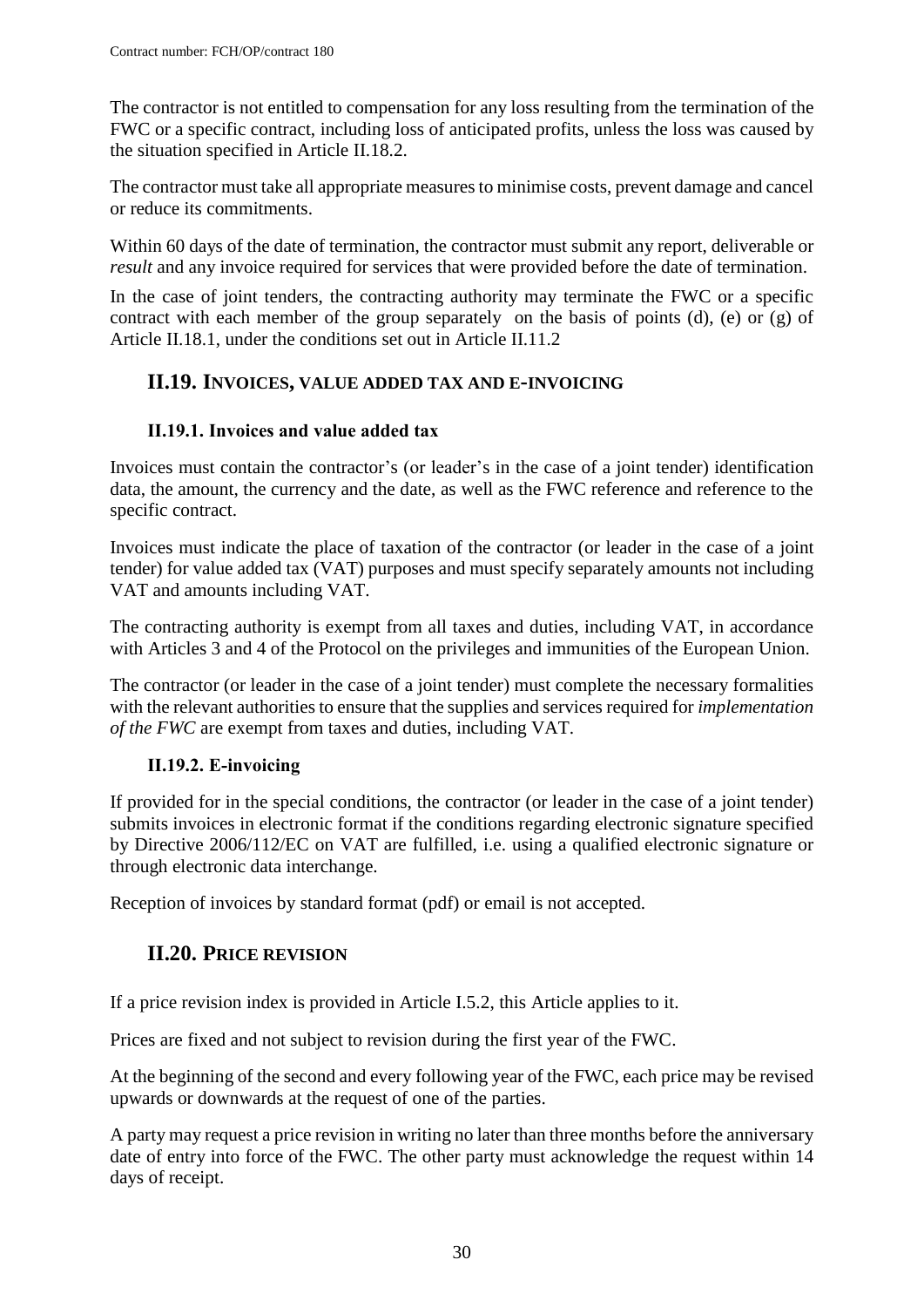The contractor is not entitled to compensation for any loss resulting from the termination of the FWC or a specific contract, including loss of anticipated profits, unless the loss was caused by the situation specified in Article II.18.2.

The contractor must take all appropriate measures to minimise costs, prevent damage and cancel or reduce its commitments.

Within 60 days of the date of termination, the contractor must submit any report, deliverable or *result* and any invoice required for services that were provided before the date of termination.

In the case of joint tenders, the contracting authority may terminate the FWC or a specific contract with each member of the group separately on the basis of points (d), (e) or (g) of Article II.18.1, under the conditions set out in Article II.11.2

## II.19. INVOICES, VALUE ADDED TAX AND E-INVOICING

### II.19.1. Invoices and value added tax

Invoices must contain the contractor's (or leader's in the case of a joint tender) identification data, the amount, the currency and the date, as well as the FWC reference and reference to the specific contract.

Invoices must indicate the place of taxation of the contractor (or leader in the case of a joint tender) for value added tax (VAT) purposes and must specify separately amounts not including VAT and amounts including VAT.

The contracting authority is exempt from all taxes and duties, including VAT, in accordance with Articles 3 and 4 of the Protocol on the privileges and immunities of the European Union.

The contractor (or leader in the case of a joint tender) must complete the necessary formalities with the relevant authorities to ensure that the supplies and services required for *implementation of the FWC* are exempt from taxes and duties, including VAT.

### II.19.2. E-invoicing

If provided for in the special conditions, the contractor (or leader in the case of a joint tender) submits invoices in electronic format if the conditions regarding electronic signature specified by Directive 2006/112/EC on VAT are fulfilled, i.e. using a qualified electronic signature or through electronic data interchange.

Reception of invoices by standard format (pdf) or email is not accepted.

## II.20. PRICE REVISION

If a price revision index is provided in Article I.5.2, this Article applies to it.

Prices are fixed and not subject to revision during the first year of the FWC.

At the beginning of the second and every following year of the FWC, each price may be revised upwards or downwards at the request of one of the parties.

A party may request a price revision in writing no later than three months before the anniversary date of entry into force of the FWC. The other party must acknowledge the request within 14 days of receipt.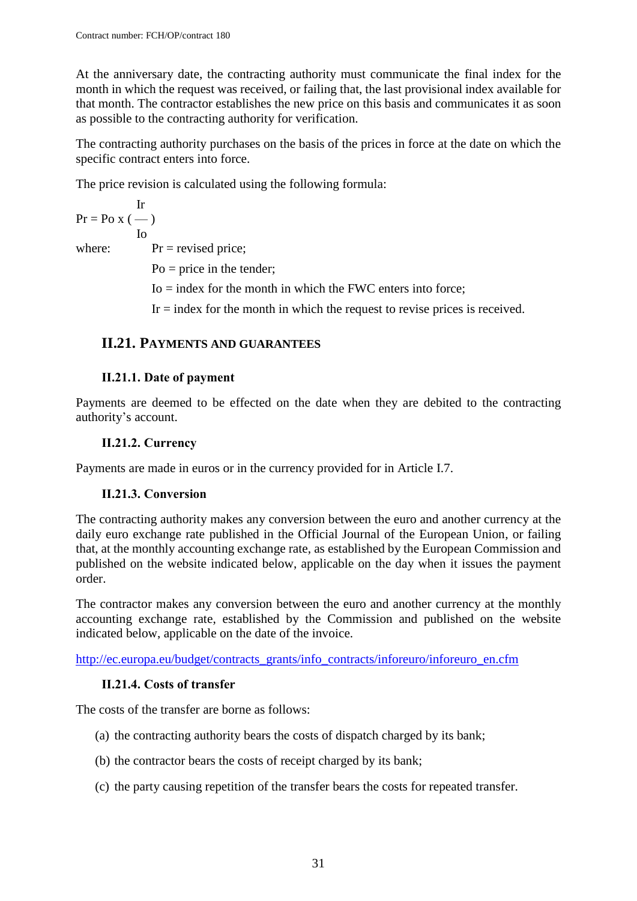At the anniversary date, the contracting authority must communicate the final index for the month in which the request was received, or failing that, the last provisional index available for that month. The contractor establishes the new price on this basis and communicates it as soon as possible to the contracting authority for verification.

The contracting authority purchases on the basis of the prices in force at the date on which the specific contract enters into force.

The price revision is calculated using the following formula:

$$Pr = Po \times \left( \frac{Ir}{Io} \right)$$

where:

- Pr = revised price;
- Po = price in the tender;
- Io = index for the month in which the FWC enters into force;
- Ir = index for the month in which the request to revise prices is received.

## II.21. PAYMENTS AND GUARANTEES

### II.21.1. Date of payment

Payments are deemed to be effected on the date when they are debited to the contracting authority's account.

### II.21.2. Currency

Payments are made in euros or in the currency provided for in Article I.7.

### II.21.3. Conversion

The contracting authority makes any conversion between the euro and another currency at the daily euro exchange rate published in the Official Journal of the European Union, or failing that, at the monthly accounting exchange rate, as established by the European Commission and published on the website indicated below, applicable on the day when it issues the payment order.

The contractor makes any conversion between the euro and another currency at the monthly accounting exchange rate, established by the Commission and published on the website indicated below, applicable on the date of the invoice.

http://ec.europa.eu/budget/contracts_grants/info_contracts/inforeuro/inforeuro_en.cfm

### II.21.4. Costs of transfer

The costs of the transfer are borne as follows:

(a) the contracting authority bears the costs of dispatch charged by its bank;

(b) the contractor bears the costs of receipt charged by its bank;

(c) the party causing repetition of the transfer bears the costs for repeated transfer.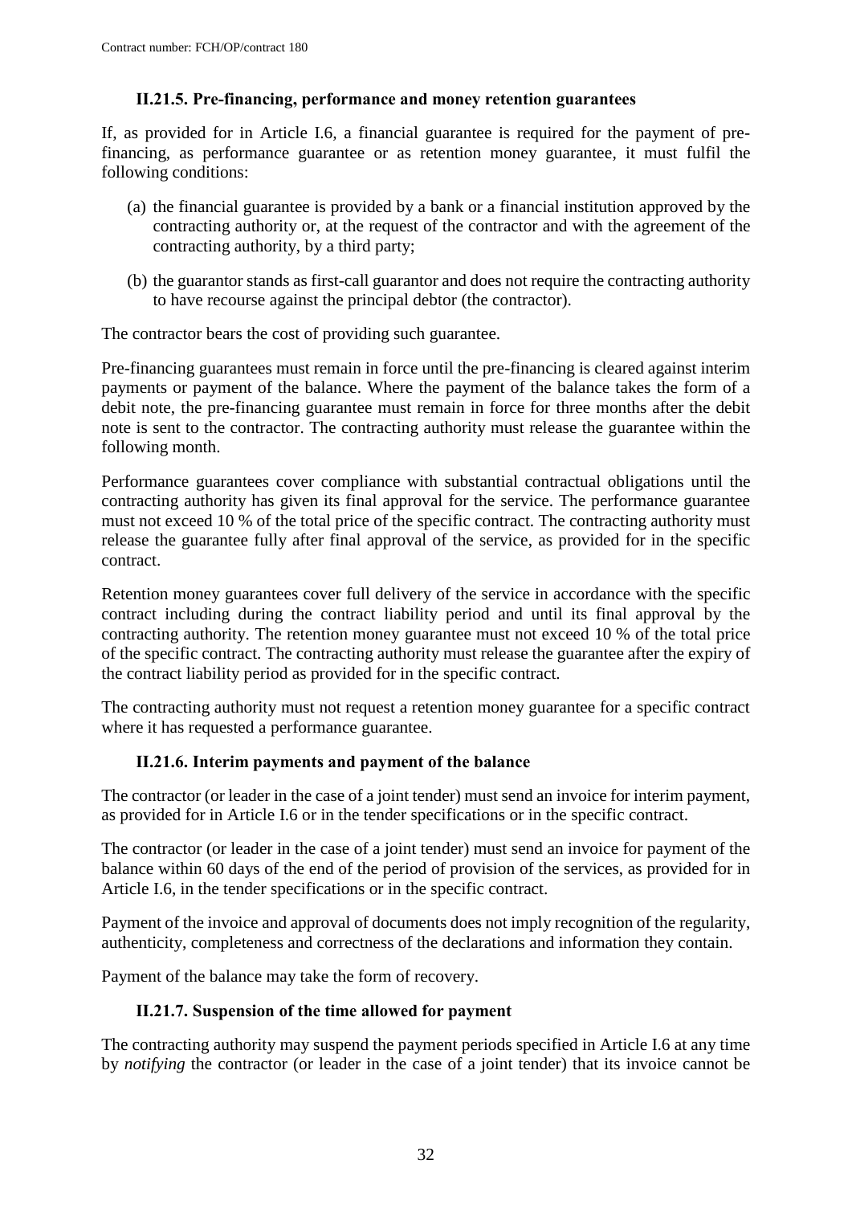### II.21.5. Pre-financing, performance and money retention guarantees

If, as provided for in Article I.6, a financial guarantee is required for the payment of pre-financing, as performance guarantee or as retention money guarantee, it must fulfil the following conditions:

(a) the financial guarantee is provided by a bank or a financial institution approved by the contracting authority or, at the request of the contractor and with the agreement of the contracting authority, by a third party;

(b) the guarantor stands as first-call guarantor and does not require the contracting authority to have recourse against the principal debtor (the contractor).

The contractor bears the cost of providing such guarantee.

Pre-financing guarantees must remain in force until the pre-financing is cleared against interim payments or payment of the balance. Where the payment of the balance takes the form of a debit note, the pre-financing guarantee must remain in force for three months after the debit note is sent to the contractor. The contracting authority must release the guarantee within the following month.

Performance guarantees cover compliance with substantial contractual obligations until the contracting authority has given its final approval for the service. The performance guarantee must not exceed 10 % of the total price of the specific contract. The contracting authority must release the guarantee fully after final approval of the service, as provided for in the specific contract.

Retention money guarantees cover full delivery of the service in accordance with the specific contract including during the contract liability period and until its final approval by the contracting authority. The retention money guarantee must not exceed 10 % of the total price of the specific contract. The contracting authority must release the guarantee after the expiry of the contract liability period as provided for in the specific contract.

The contracting authority must not request a retention money guarantee for a specific contract where it has requested a performance guarantee.

### II.21.6. Interim payments and payment of the balance

The contractor (or leader in the case of a joint tender) must send an invoice for interim payment, as provided for in Article I.6 or in the tender specifications or in the specific contract.

The contractor (or leader in the case of a joint tender) must send an invoice for payment of the balance within 60 days of the end of the period of provision of the services, as provided for in Article I.6, in the tender specifications or in the specific contract.

Payment of the invoice and approval of documents does not imply recognition of the regularity, authenticity, completeness and correctness of the declarations and information they contain.

Payment of the balance may take the form of recovery.

### II.21.7. Suspension of the time allowed for payment

The contracting authority may suspend the payment periods specified in Article I.6 at any time by *notifying* the contractor (or leader in the case of a joint tender) that its invoice cannot be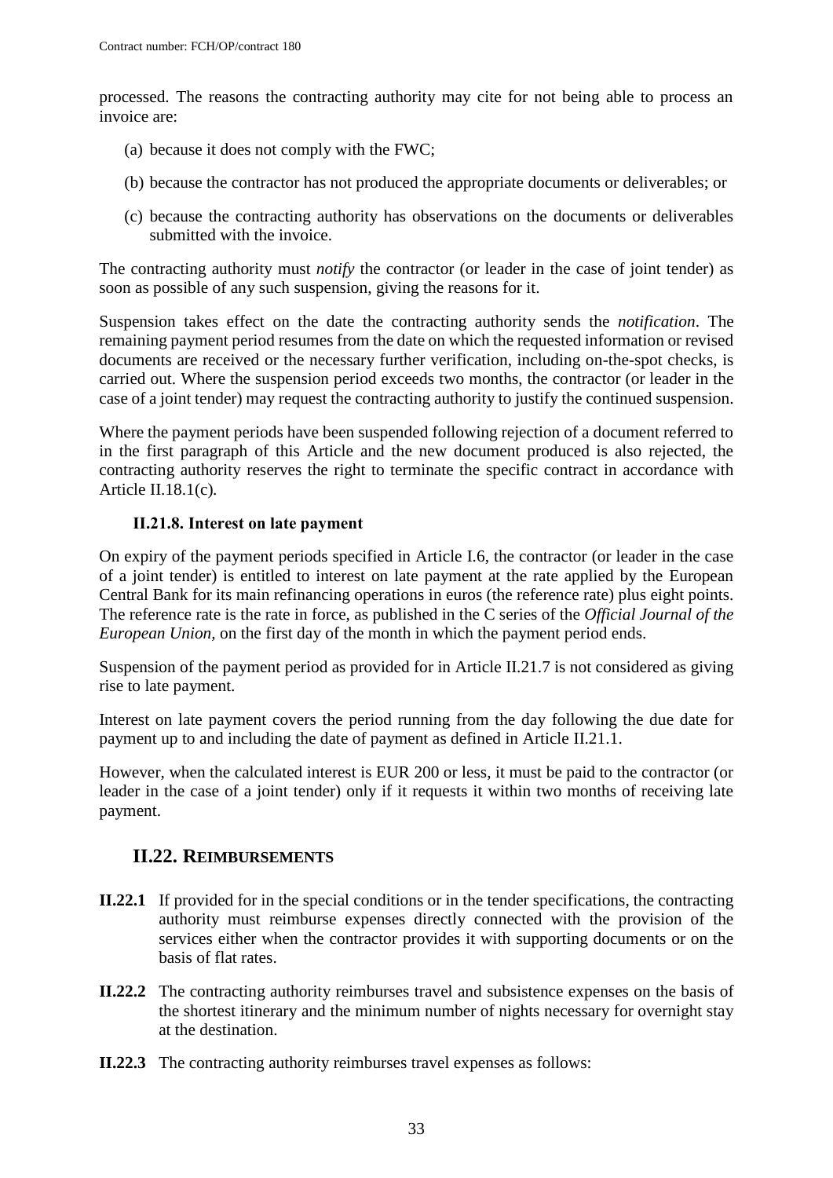processed. The reasons the contracting authority may cite for not being able to process an invoice are:

(a) because it does not comply with the FWC;

(b) because the contractor has not produced the appropriate documents or deliverables; or

(c) because the contracting authority has observations on the documents or deliverables submitted with the invoice.

The contracting authority must *notify* the contractor (or leader in the case of joint tender) as soon as possible of any such suspension, giving the reasons for it.

Suspension takes effect on the date the contracting authority sends the *notification*. The remaining payment period resumes from the date on which the requested information or revised documents are received or the necessary further verification, including on-the-spot checks, is carried out. Where the suspension period exceeds two months, the contractor (or leader in the case of a joint tender) may request the contracting authority to justify the continued suspension.

Where the payment periods have been suspended following rejection of a document referred to in the first paragraph of this Article and the new document produced is also rejected, the contracting authority reserves the right to terminate the specific contract in accordance with Article II.18.1(c).

### II.21.8. Interest on late payment

On expiry of the payment periods specified in Article I.6, the contractor (or leader in the case of a joint tender) is entitled to interest on late payment at the rate applied by the European Central Bank for its main refinancing operations in euros (the reference rate) plus eight points. The reference rate is the rate in force, as published in the C series of the *Official Journal of the European Union,* on the first day of the month in which the payment period ends.

Suspension of the payment period as provided for in Article II.21.7 is not considered as giving rise to late payment.

Interest on late payment covers the period running from the day following the due date for payment up to and including the date of payment as defined in Article II.21.1.

However, when the calculated interest is EUR 200 or less, it must be paid to the contractor (or leader in the case of a joint tender) only if it requests it within two months of receiving late payment.

## II.22. REIMBURSEMENTS

**II.22.1** If provided for in the special conditions or in the tender specifications, the contracting authority must reimburse expenses directly connected with the provision of the services either when the contractor provides it with supporting documents or on the basis of flat rates.

**II.22.2** The contracting authority reimburses travel and subsistence expenses on the basis of the shortest itinerary and the minimum number of nights necessary for overnight stay at the destination.

**II.22.3** The contracting authority reimburses travel expenses as follows: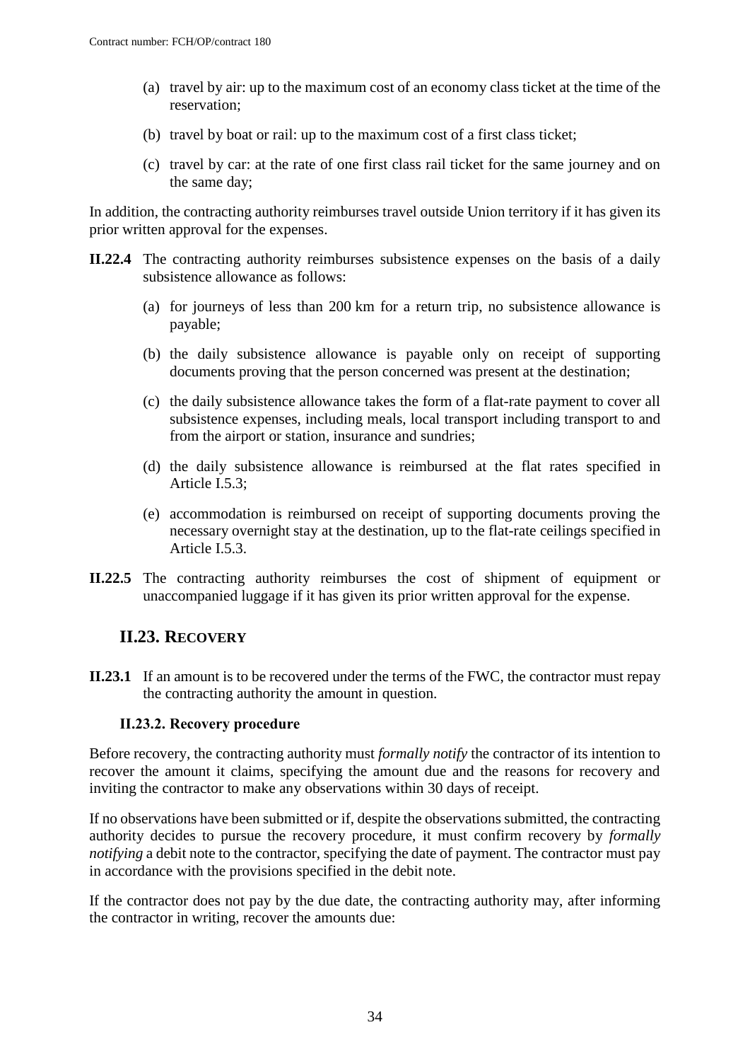(a) travel by air: up to the maximum cost of an economy class ticket at the time of the reservation;

(b) travel by boat or rail: up to the maximum cost of a first class ticket;

(c) travel by car: at the rate of one first class rail ticket for the same journey and on the same day;

In addition, the contracting authority reimburses travel outside Union territory if it has given its prior written approval for the expenses.

**II.22.4** The contracting authority reimburses subsistence expenses on the basis of a daily subsistence allowance as follows:

(a) for journeys of less than 200 km for a return trip, no subsistence allowance is payable;

(b) the daily subsistence allowance is payable only on receipt of supporting documents proving that the person concerned was present at the destination;

(c) the daily subsistence allowance takes the form of a flat-rate payment to cover all subsistence expenses, including meals, local transport including transport to and from the airport or station, insurance and sundries;

(d) the daily subsistence allowance is reimbursed at the flat rates specified in Article I.5.3;

(e) accommodation is reimbursed on receipt of supporting documents proving the necessary overnight stay at the destination, up to the flat-rate ceilings specified in Article I.5.3.

**II.22.5** The contracting authority reimburses the cost of shipment of equipment or unaccompanied luggage if it has given its prior written approval for the expense.

## II.23. RECOVERY

**II.23.1** If an amount is to be recovered under the terms of the FWC, the contractor must repay the contracting authority the amount in question.

### II.23.2. Recovery procedure

Before recovery, the contracting authority must *formally notify* the contractor of its intention to recover the amount it claims, specifying the amount due and the reasons for recovery and inviting the contractor to make any observations within 30 days of receipt.

If no observations have been submitted or if, despite the observations submitted, the contracting authority decides to pursue the recovery procedure, it must confirm recovery by *formally notifying* a debit note to the contractor, specifying the date of payment. The contractor must pay in accordance with the provisions specified in the debit note.

If the contractor does not pay by the due date, the contracting authority may, after informing the contractor in writing, recover the amounts due: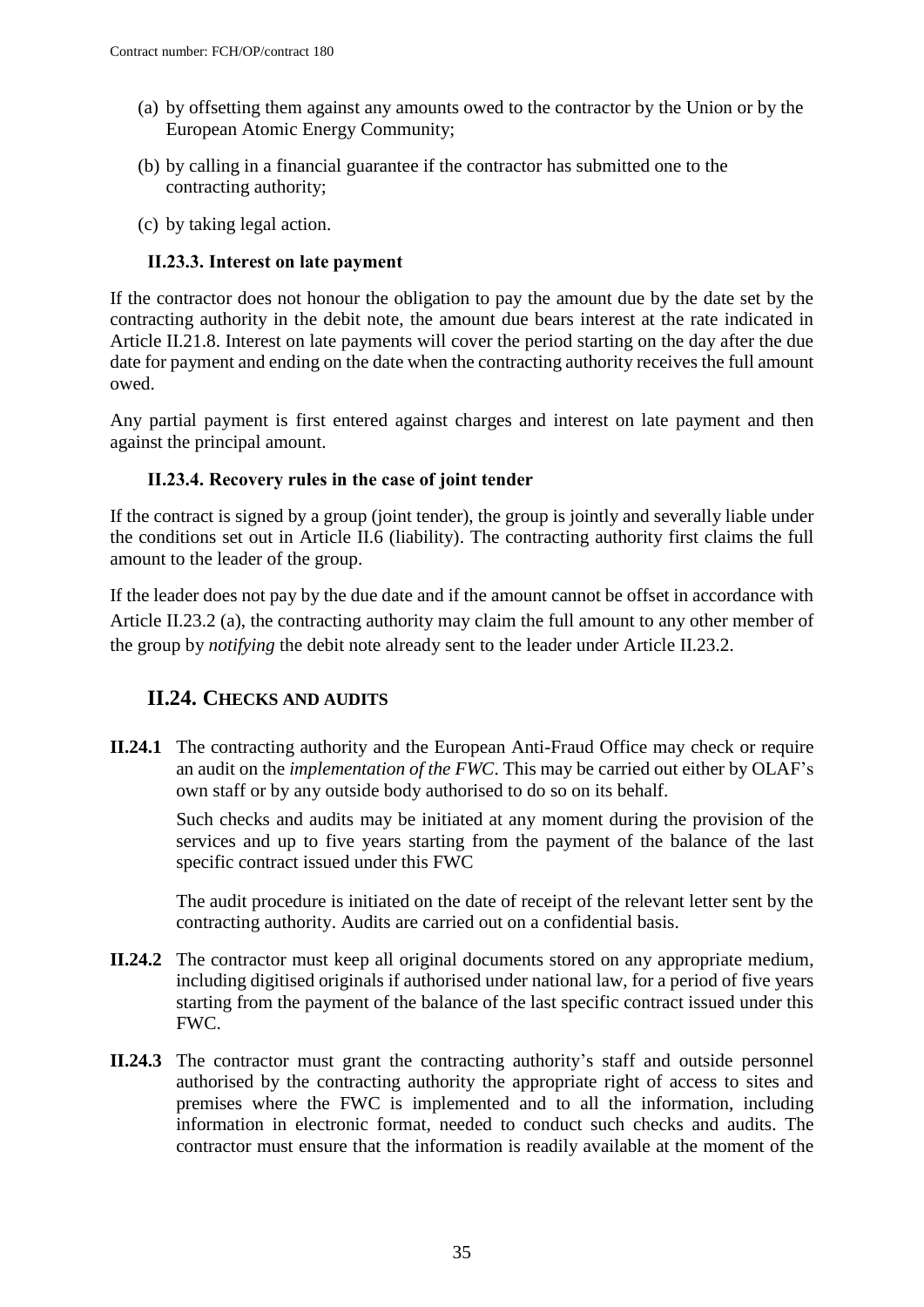(a) by offsetting them against any amounts owed to the contractor by the Union or by the European Atomic Energy Community;

(b) by calling in a financial guarantee if the contractor has submitted one to the contracting authority;

(c) by taking legal action.

### II.23.3. Interest on late payment

If the contractor does not honour the obligation to pay the amount due by the date set by the contracting authority in the debit note, the amount due bears interest at the rate indicated in Article II.21.8. Interest on late payments will cover the period starting on the day after the due date for payment and ending on the date when the contracting authority receives the full amount owed.

Any partial payment is first entered against charges and interest on late payment and then against the principal amount.

### II.23.4. Recovery rules in the case of joint tender

If the contract is signed by a group (joint tender), the group is jointly and severally liable under the conditions set out in Article II.6 (liability). The contracting authority first claims the full amount to the leader of the group.

If the leader does not pay by the due date and if the amount cannot be offset in accordance with Article II.23.2 (a), the contracting authority may claim the full amount to any other member of the group by *notifying* the debit note already sent to the leader under Article II.23.2.

## II.24. CHECKS AND AUDITS

**II.24.1** The contracting authority and the European Anti-Fraud Office may check or require an audit on the *implementation of the FWC*. This may be carried out either by OLAF's own staff or by any outside body authorised to do so on its behalf.

Such checks and audits may be initiated at any moment during the provision of the services and up to five years starting from the payment of the balance of the last specific contract issued under this FWC

The audit procedure is initiated on the date of receipt of the relevant letter sent by the contracting authority. Audits are carried out on a confidential basis.

**II.24.2** The contractor must keep all original documents stored on any appropriate medium, including digitised originals if authorised under national law, for a period of five years starting from the payment of the balance of the last specific contract issued under this FWC.

**II.24.3** The contractor must grant the contracting authority's staff and outside personnel authorised by the contracting authority the appropriate right of access to sites and premises where the FWC is implemented and to all the information, including information in electronic format, needed to conduct such checks and audits. The contractor must ensure that the information is readily available at the moment of the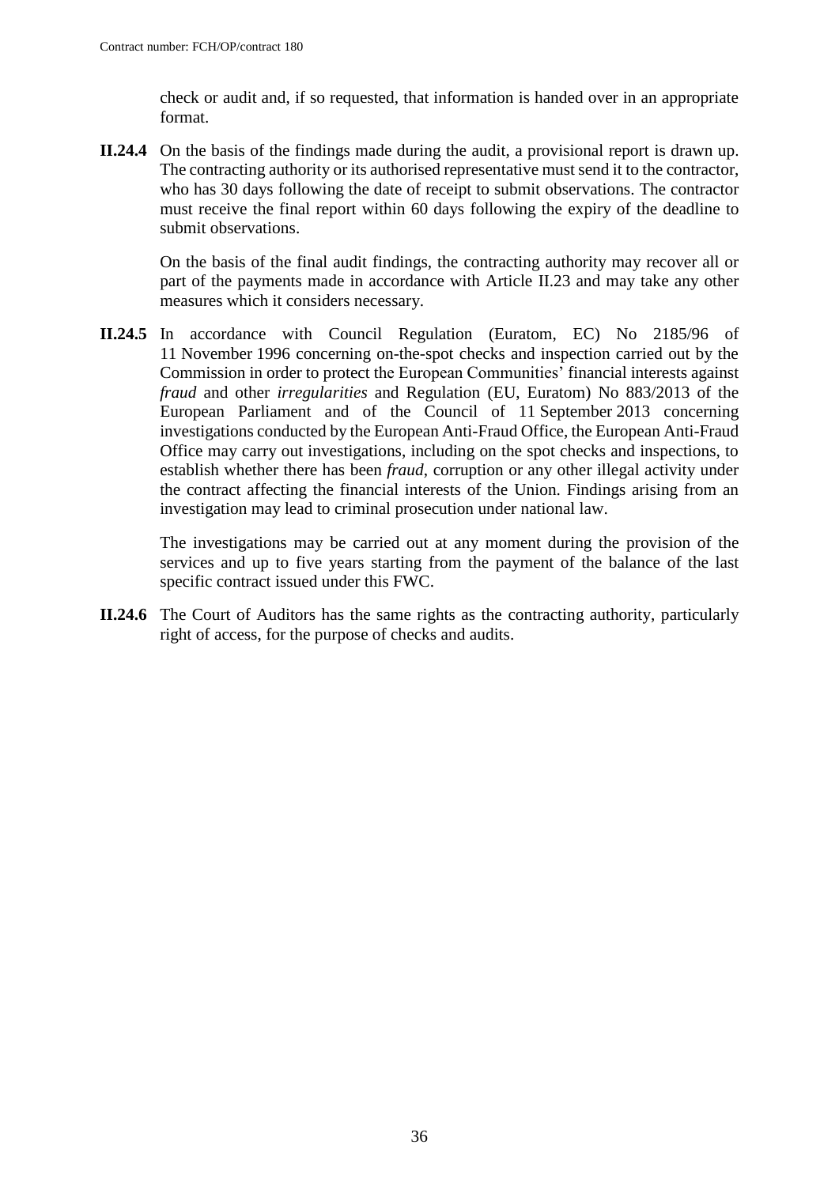check or audit and, if so requested, that information is handed over in an appropriate format.

**II.24.4** On the basis of the findings made during the audit, a provisional report is drawn up. The contracting authority or its authorised representative must send it to the contractor, who has 30 days following the date of receipt to submit observations. The contractor must receive the final report within 60 days following the expiry of the deadline to submit observations.

On the basis of the final audit findings, the contracting authority may recover all or part of the payments made in accordance with Article II.23 and may take any other measures which it considers necessary.

**II.24.5** In accordance with Council Regulation (Euratom, EC) No 2185/96 of 11 November 1996 concerning on-the-spot checks and inspection carried out by the Commission in order to protect the European Communities' financial interests against *fraud* and other *irregularities* and Regulation (EU, Euratom) No 883/2013 of the European Parliament and of the Council of 11 September 2013 concerning investigations conducted by the European Anti-Fraud Office, the European Anti-Fraud Office may carry out investigations, including on the spot checks and inspections, to establish whether there has been *fraud*, corruption or any other illegal activity under the contract affecting the financial interests of the Union. Findings arising from an investigation may lead to criminal prosecution under national law.

The investigations may be carried out at any moment during the provision of the services and up to five years starting from the payment of the balance of the last specific contract issued under this FWC.

**II.24.6** The Court of Auditors has the same rights as the contracting authority, particularly right of access, for the purpose of checks and audits.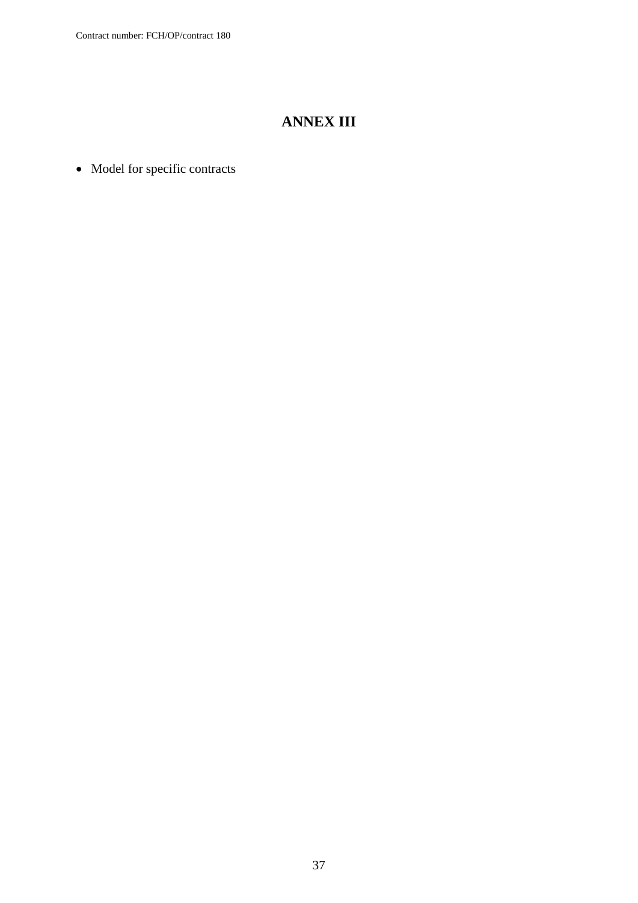# ANNEX III

- Model for specific contracts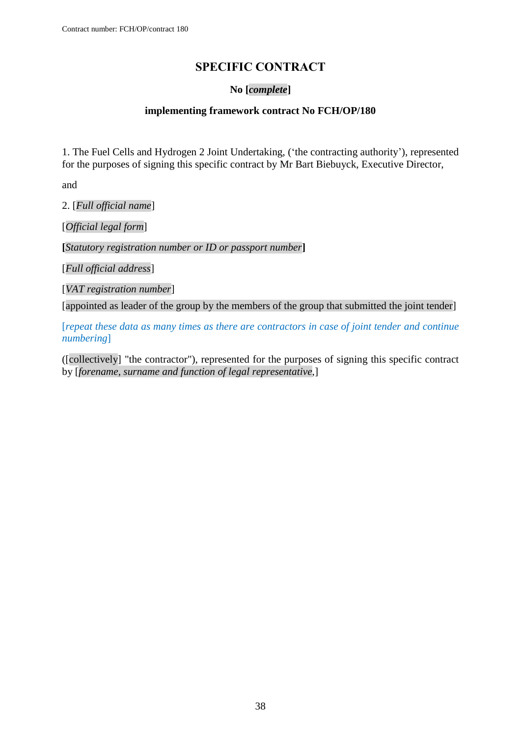Contract number: FCH/OP/contract 180

# SPECIFIC CONTRACT

**No [*complete*]**

**implementing framework contract No FCH/OP/180**

1. The Fuel Cells and Hydrogen 2 Joint Undertaking, ('the contracting authority'), represented for the purposes of signing this specific contract by Mr Bart Biebuyck, Executive Director,

and

2. [*Full official name*]

[*Official legal form*]

**[***Statutory registration number or ID or passport number***]**

[*Full official address*]

[*VAT registration number*]

[appointed as leader of the group by the members of the group that submitted the joint tender]

[*repeat these data as many times as there are contractors in case of joint tender and continue numbering*]

([collectively] "the contractor"), represented for the purposes of signing this specific contract by [*forename, surname and function of legal representative*,]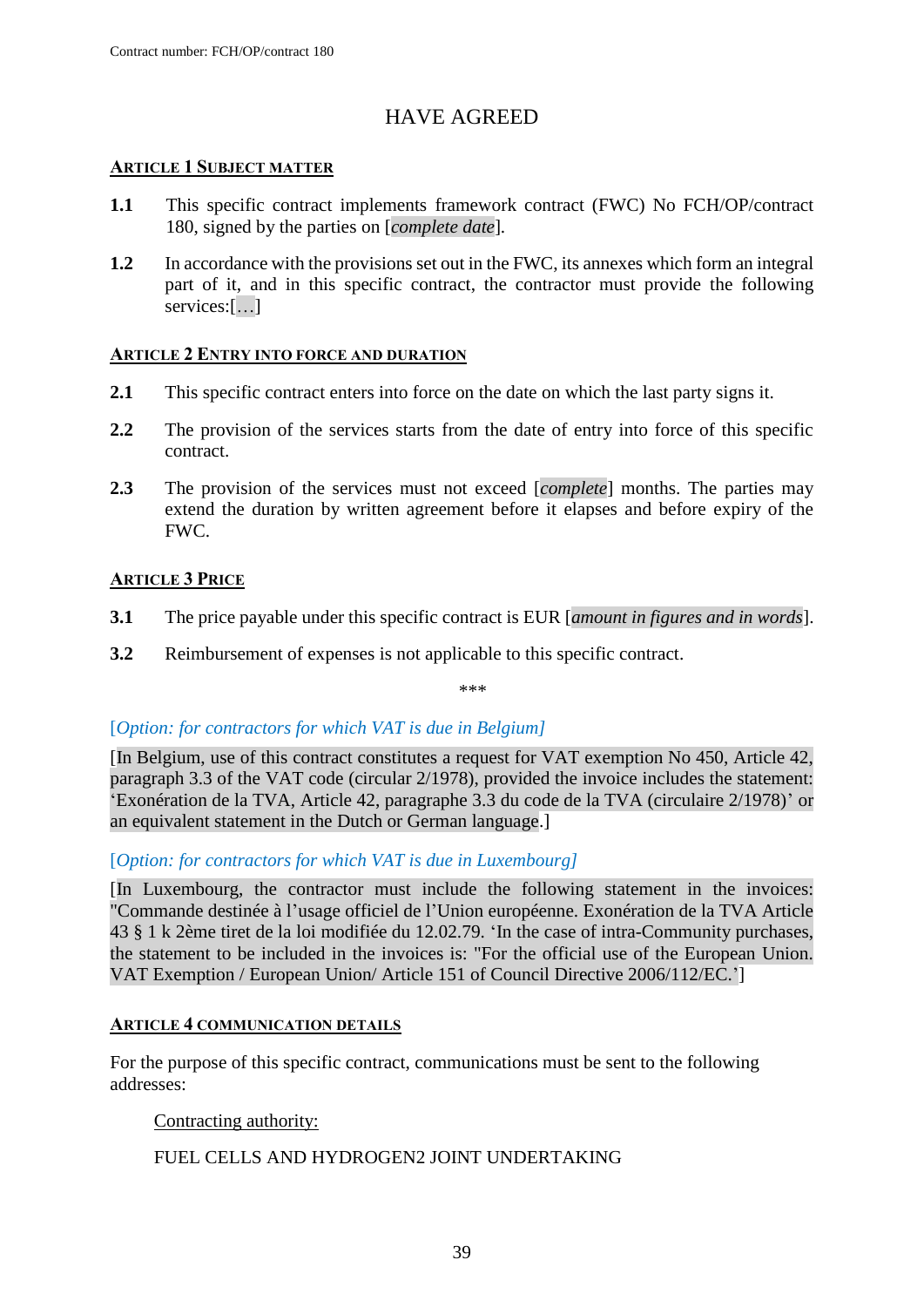## HAVE AGREED

### ARTICLE 1 SUBJECT MATTER

**1.1** This specific contract implements framework contract (FWC) No FCH/OP/contract 180, signed by the parties on [*complete date*].

**1.2** In accordance with the provisions set out in the FWC, its annexes which form an integral part of it, and in this specific contract, the contractor must provide the following services:[…]

### ARTICLE 2 ENTRY INTO FORCE AND DURATION

**2.1** This specific contract enters into force on the date on which the last party signs it.

**2.2** The provision of the services starts from the date of entry into force of this specific contract.

**2.3** The provision of the services must not exceed [*complete*] months. The parties may extend the duration by written agreement before it elapses and before expiry of the FWC.

### ARTICLE 3 PRICE

**3.1** The price payable under this specific contract is EUR [*amount in figures and in words*].

**3.2** Reimbursement of expenses is not applicable to this specific contract.

***

[*Option: for contractors for which VAT is due in Belgium*]

[In Belgium, use of this contract constitutes a request for VAT exemption No 450, Article 42, paragraph 3.3 of the VAT code (circular 2/1978), provided the invoice includes the statement: 'Exonération de la TVA, Article 42, paragraphe 3.3 du code de la TVA (circulaire 2/1978)' or an equivalent statement in the Dutch or German language.]

[*Option: for contractors for which VAT is due in Luxembourg*]

[In Luxembourg, the contractor must include the following statement in the invoices: "Commande destinée à l'usage officiel de l'Union européenne. Exonération de la TVA Article 43 § 1 k 2ème tiret de la loi modifiée du 12.02.79. 'In the case of intra-Community purchases, the statement to be included in the invoices is: "For the official use of the European Union. VAT Exemption / European Union/ Article 151 of Council Directive 2006/112/EC.']

### ARTICLE 4 COMMUNICATION DETAILS

For the purpose of this specific contract, communications must be sent to the following addresses:

Contracting authority:

FUEL CELLS AND HYDROGEN2 JOINT UNDERTAKING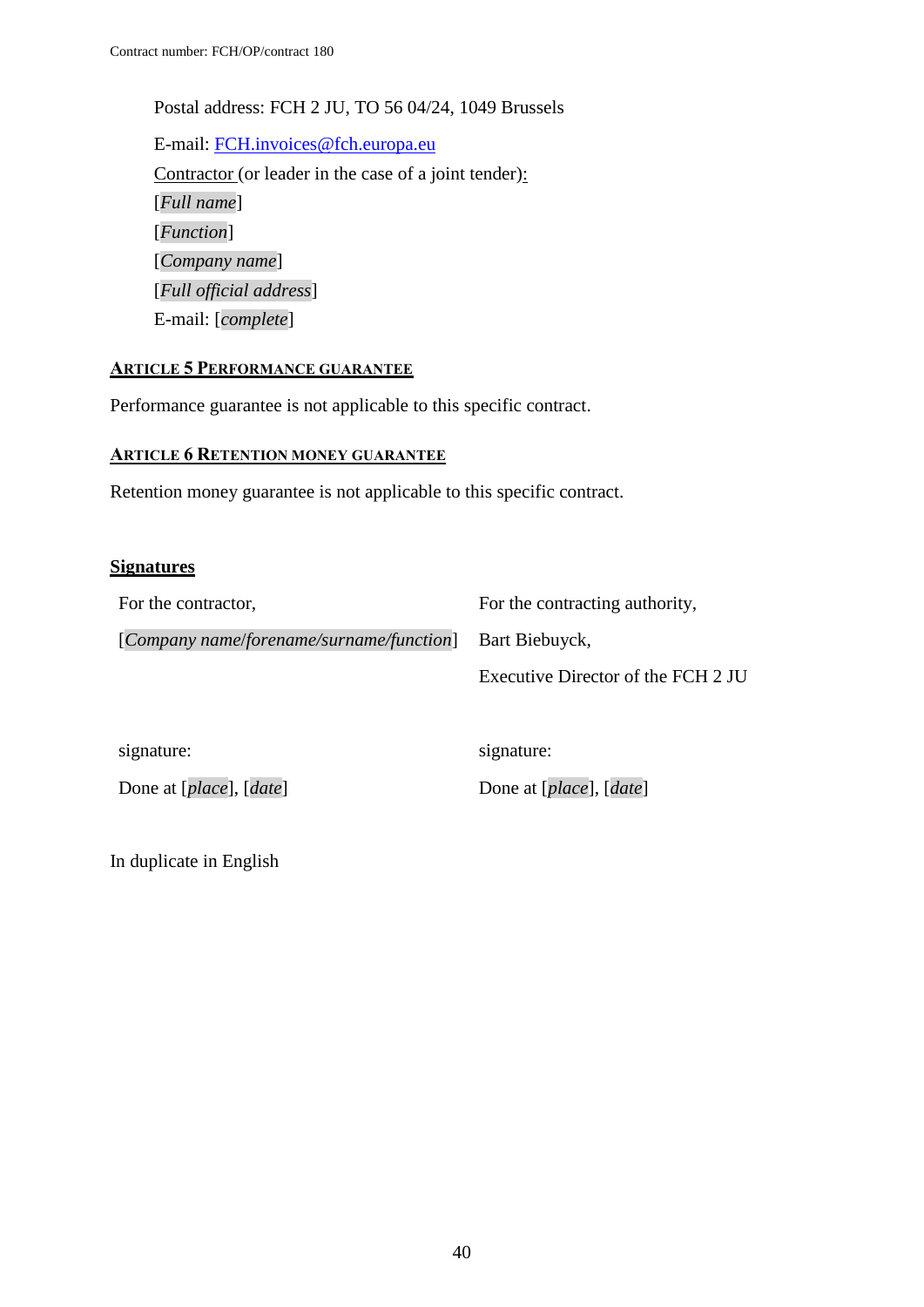Postal address: FCH 2 JU, TO 56 04/24, 1049 Brussels

E-mail: FCH.invoices@fch.europa.eu

Contractor (or leader in the case of a joint tender):

[*Full name*]

[*Function*]

[*Company name*]

[*Full official address*]

E-mail: [*complete*]

## ARTICLE 5 PERFORMANCE GUARANTEE

Performance guarantee is not applicable to this specific contract.

## ARTICLE 6 RETENTION MONEY GUARANTEE

Retention money guarantee is not applicable to this specific contract.

## Signatures

| | |
|---|---|
| For the contractor, | For the contracting authority, |
| [*Company name/forename/surname/function*] | Bart Biebuyck, |
| | Executive Director of the FCH 2 JU |
| signature: | signature: |
| Done at [*place*], [*date*] | Done at [*place*], [*date*] |

In duplicate in English